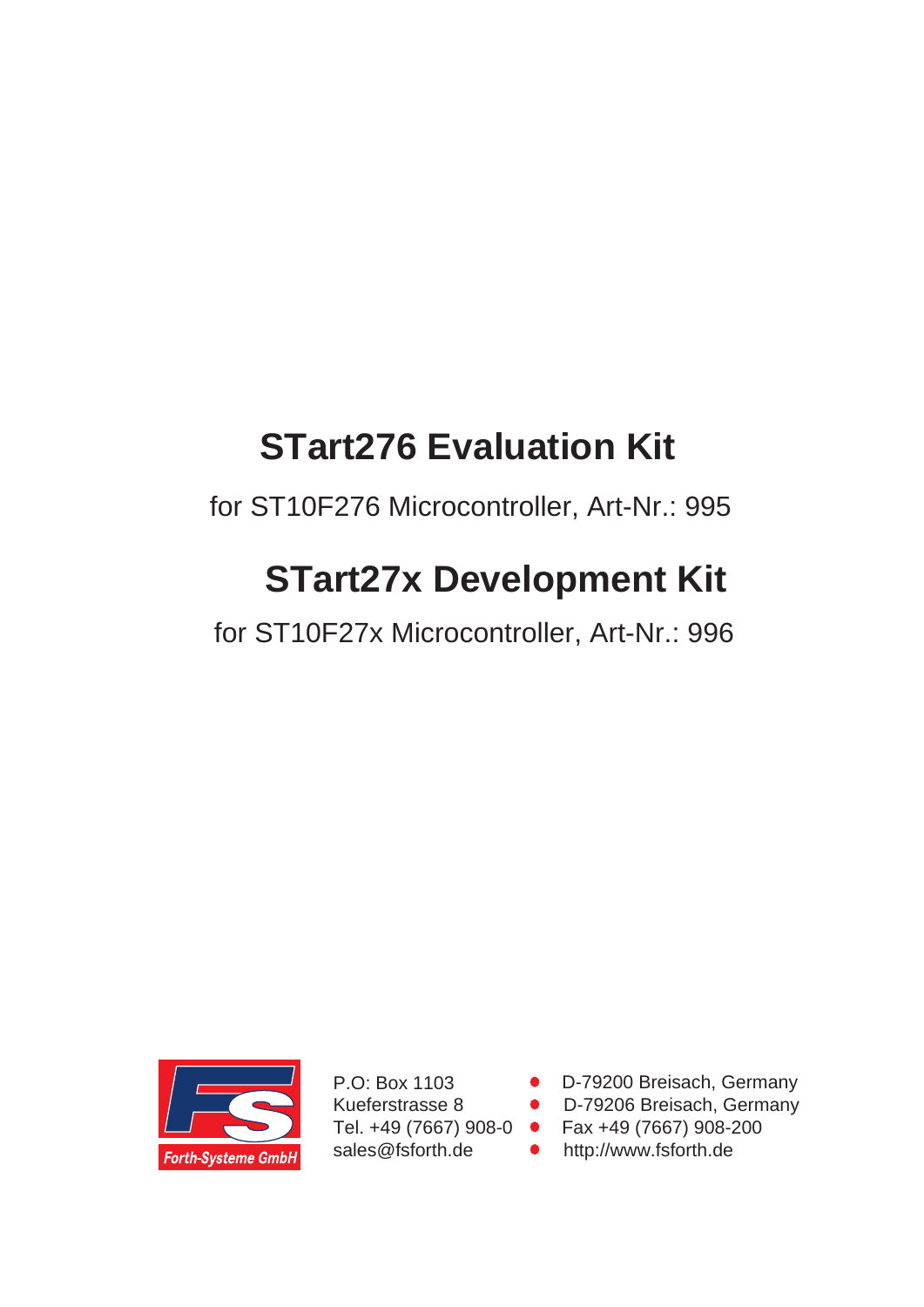# STart276 Evaluation Kit

for ST10F276 Microcontroller, Art-Nr.: 995

# STart27x Development Kit

for ST10F27x Microcontroller, Art-Nr.: 996

Forth-Systeme GmbH

P.O: Box 1103 • D-79200 Breisach, Germany
Kueferstrasse 8 • D-79206 Breisach, Germany
Tel. +49 (7667) 908-0 • Fax +49 (7667) 908-200
sales@fsforth.de • http://www.fsforth.de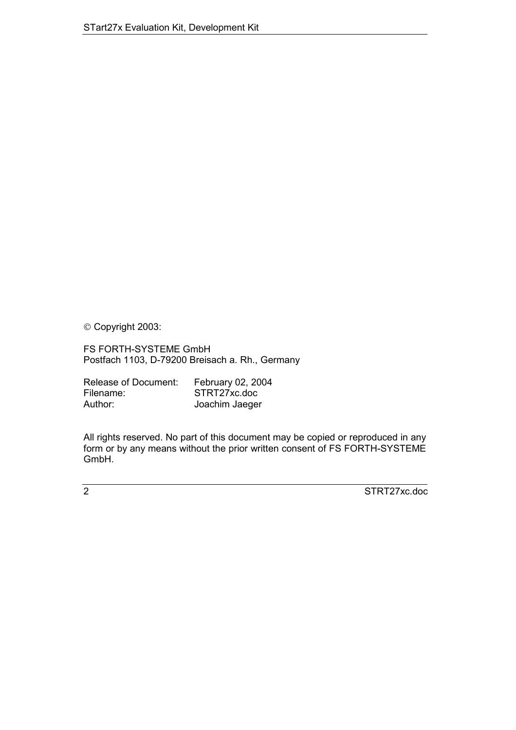© Copyright 2003:

FS FORTH-SYSTEME GmbH
Postfach 1103, D-79200 Breisach a. Rh., Germany

| | |
|---|---|
| Release of Document: | February 02, 2004 |
| Filename: | STRT27xc.doc |
| Author: | Joachim Jaeger |

All rights reserved. No part of this document may be copied or reproduced in any form or by any means without the prior written consent of FS FORTH-SYSTEME GmbH.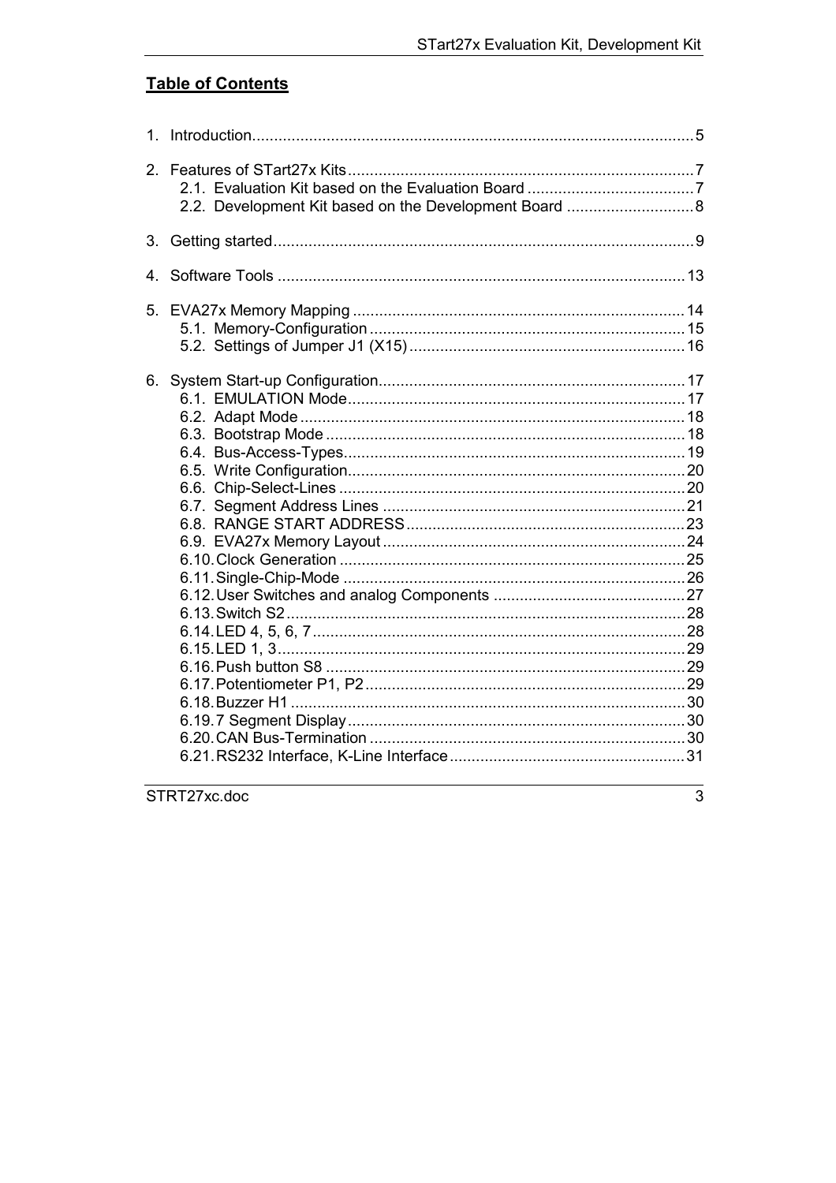## Table of Contents

1. Introduction....................................................................................................5

2. Features of STart27x Kits..............................................................................7
   - 2.1. Evaluation Kit based on the Evaluation Board ......................................7
   - 2.2. Development Kit based on the Development Board .............................8

3. Getting started...............................................................................................9

4. Software Tools ............................................................................................13

5. EVA27x Memory Mapping ...........................................................................14
   - 5.1. Memory-Configuration ........................................................................15
   - 5.2. Settings of Jumper J1 (X15)...............................................................16

6. System Start-up Configuration.....................................................................17
   - 6.1. EMULATION Mode............................................................................17
   - 6.2. Adapt Mode .......................................................................................18
   - 6.3. Bootstrap Mode .................................................................................18
   - 6.4. Bus-Access-Types.............................................................................19
   - 6.5. Write Configuration.............................................................................20
   - 6.6. Chip-Select-Lines ...............................................................................20
   - 6.7. Segment Address Lines .....................................................................21
   - 6.8. RANGE START ADDRESS................................................................23
   - 6.9. EVA27x Memory Layout ....................................................................24
   - 6.10. Clock Generation ..............................................................................25
   - 6.11. Single-Chip-Mode ..............................................................................26
   - 6.12. User Switches and analog Components ............................................27
   - 6.13. Switch S2...........................................................................................28
   - 6.14. LED 4, 5, 6, 7.....................................................................................28
   - 6.15. LED 1, 3.............................................................................................29
   - 6.16. Push button S8 ..................................................................................29
   - 6.17. Potentiometer P1, P2.........................................................................29
   - 6.18. Buzzer H1 ..........................................................................................30
   - 6.19. 7 Segment Display.............................................................................30
   - 6.20. CAN Bus-Termination ........................................................................30
   - 6.21. RS232 Interface, K-Line Interface......................................................31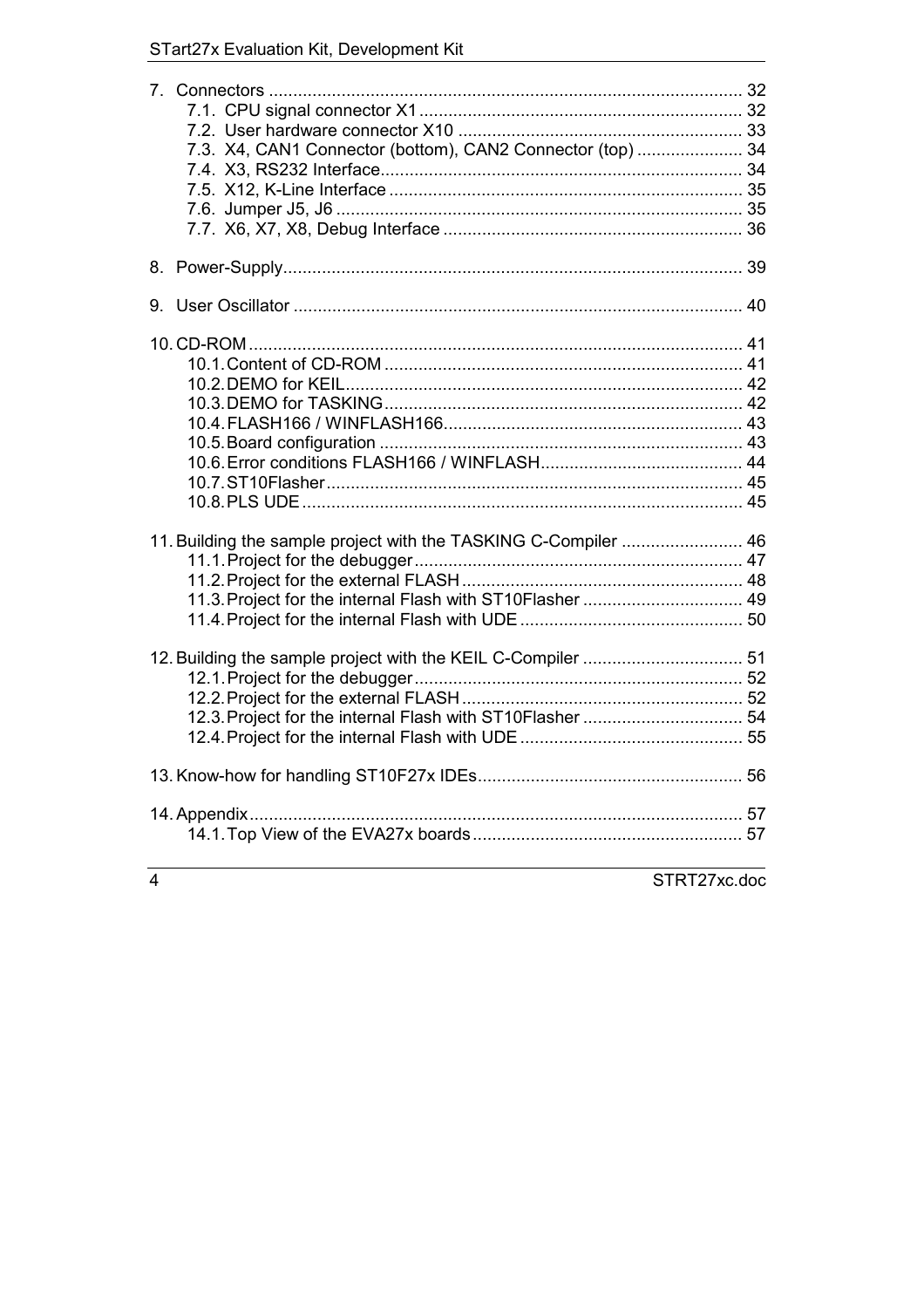7. Connectors ................................................................................................ 32
   7.1. CPU signal connector X1 .................................................................. 32
   7.2. User hardware connector X10 ........................................................... 33
   7.3. X4, CAN1 Connector (bottom), CAN2 Connector (top) ...................... 34
   7.4. X3, RS232 Interface........................................................................... 34
   7.5. X12, K-Line Interface ......................................................................... 35
   7.6. Jumper J5, J6 .................................................................................... 35
   7.7. X6, X7, X8, Debug Interface .............................................................. 36

8. Power-Supply.............................................................................................. 39

9. User Oscillator ............................................................................................ 40

10. CD-ROM ..................................................................................................... 41
    10.1. Content of CD-ROM .......................................................................... 41
    10.2. DEMO for KEIL.................................................................................. 42
    10.3. DEMO for TASKING.......................................................................... 42
    10.4. FLASH166 / WINFLASH166.............................................................. 43
    10.5. Board configuration ........................................................................... 43
    10.6. Error conditions FLASH166 / WINFLASH.......................................... 44
    10.7. ST10Flasher...................................................................................... 45
    10.8. PLS UDE ........................................................................................... 45

11. Building the sample project with the TASKING C-Compiler ........................ 46
    11.1. Project for the debugger .................................................................... 47
    11.2. Project for the external FLASH .......................................................... 48
    11.3. Project for the internal Flash with ST10Flasher ................................. 49
    11.4. Project for the internal Flash with UDE .............................................. 50

12. Building the sample project with the KEIL C-Compiler ................................ 51
    12.1. Project for the debugger .................................................................... 52
    12.2. Project for the external FLASH .......................................................... 52
    12.3. Project for the internal Flash with ST10Flasher ................................. 54
    12.4. Project for the internal Flash with UDE .............................................. 55

13. Know-how for handling ST10F27x IDEs...................................................... 56

14. Appendix..................................................................................................... 57
    14.1. Top View of the EVA27x boards ........................................................ 57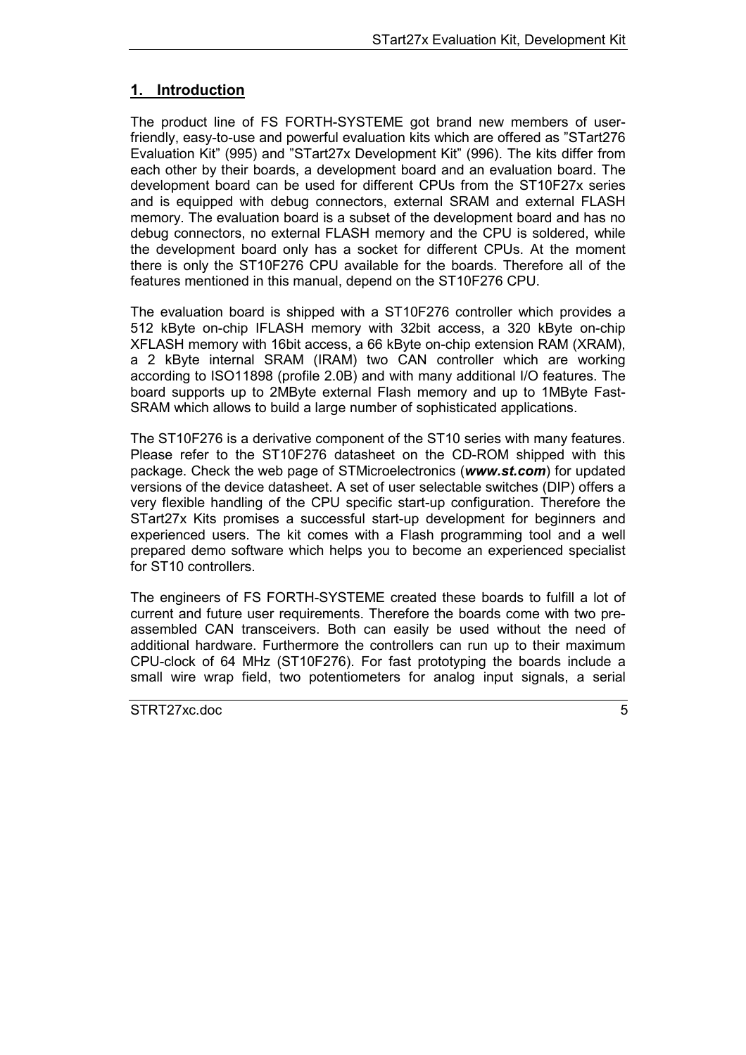## 1. Introduction

The product line of FS FORTH-SYSTEME got brand new members of user-friendly, easy-to-use and powerful evaluation kits which are offered as ”STart276 Evaluation Kit” (995) and ”STart27x Development Kit” (996). The kits differ from each other by their boards, a development board and an evaluation board. The development board can be used for different CPUs from the ST10F27x series and is equipped with debug connectors, external SRAM and external FLASH memory. The evaluation board is a subset of the development board and has no debug connectors, no external FLASH memory and the CPU is soldered, while the development board only has a socket for different CPUs. At the moment there is only the ST10F276 CPU available for the boards. Therefore all of the features mentioned in this manual, depend on the ST10F276 CPU.

The evaluation board is shipped with a ST10F276 controller which provides a 512 kByte on-chip IFLASH memory with 32bit access, a 320 kByte on-chip XFLASH memory with 16bit access, a 66 kByte on-chip extension RAM (XRAM), a 2 kByte internal SRAM (IRAM) two CAN controller which are working according to ISO11898 (profile 2.0B) and with many additional I/O features. The board supports up to 2MByte external Flash memory and up to 1MByte Fast-SRAM which allows to build a large number of sophisticated applications.

The ST10F276 is a derivative component of the ST10 series with many features. Please refer to the ST10F276 datasheet on the CD-ROM shipped with this package. Check the web page of STMicroelectronics (***www.st.com***) for updated versions of the device datasheet. A set of user selectable switches (DIP) offers a very flexible handling of the CPU specific start-up configuration. Therefore the STart27x Kits promises a successful start-up development for beginners and experienced users. The kit comes with a Flash programming tool and a well prepared demo software which helps you to become an experienced specialist for ST10 controllers.

The engineers of FS FORTH-SYSTEME created these boards to fulfill a lot of current and future user requirements. Therefore the boards come with two pre-assembled CAN transceivers. Both can easily be used without the need of additional hardware. Furthermore the controllers can run up to their maximum CPU-clock of 64 MHz (ST10F276). For fast prototyping the boards include a small wire wrap field, two potentiometers for analog input signals, a serial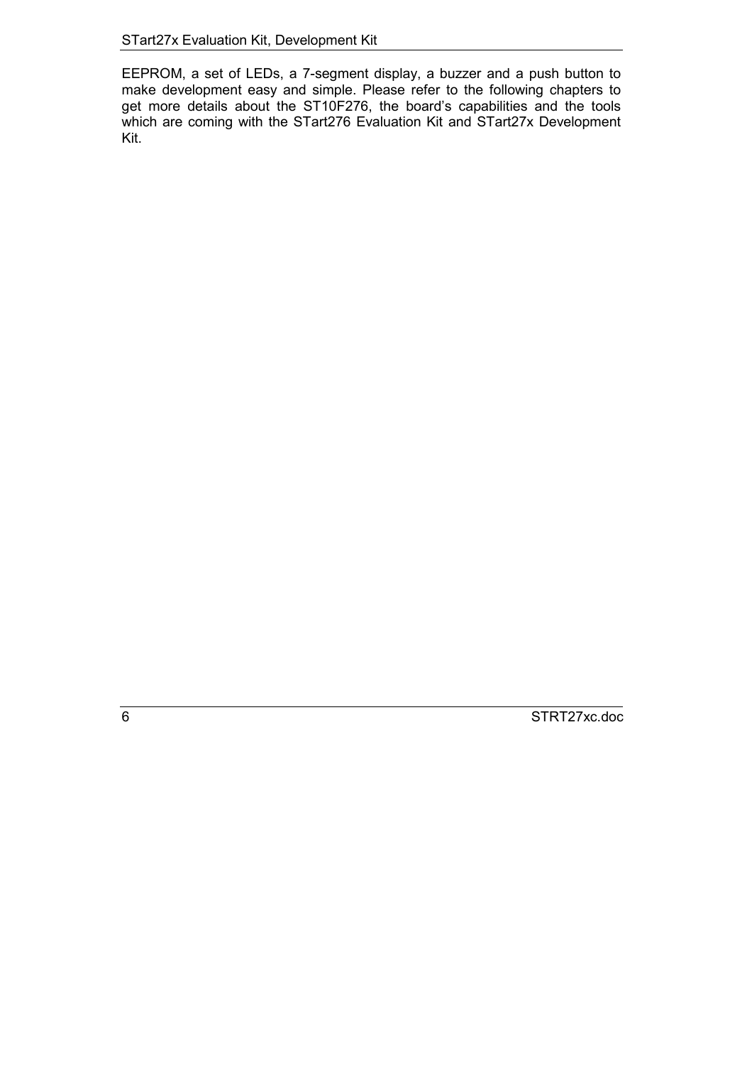EEPROM, a set of LEDs, a 7-segment display, a buzzer and a push button to make development easy and simple. Please refer to the following chapters to get more details about the ST10F276, the board's capabilities and the tools which are coming with the STart276 Evaluation Kit and STart27x Development Kit.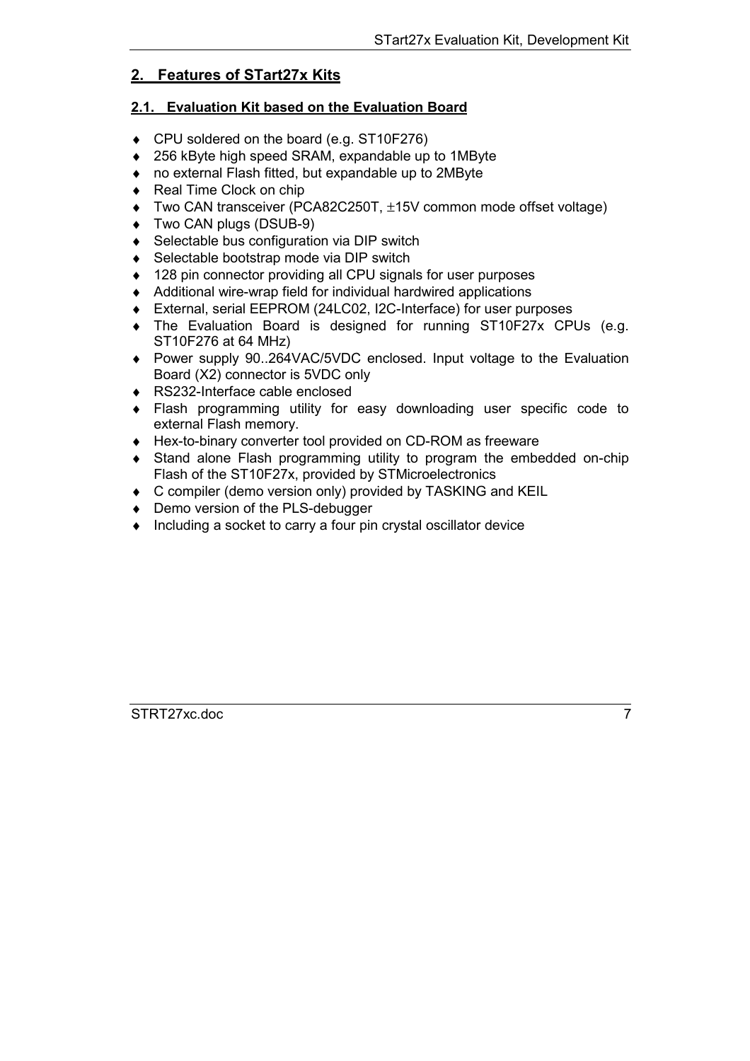## 2. Features of STart27x Kits

### 2.1. Evaluation Kit based on the Evaluation Board

- CPU soldered on the board (e.g. ST10F276)
- 256 kByte high speed SRAM, expandable up to 1MByte
- no external Flash fitted, but expandable up to 2MByte
- Real Time Clock on chip
- Two CAN transceiver (PCA82C250T, ±15V common mode offset voltage)
- Two CAN plugs (DSUB-9)
- Selectable bus configuration via DIP switch
- Selectable bootstrap mode via DIP switch
- 128 pin connector providing all CPU signals for user purposes
- Additional wire-wrap field for individual hardwired applications
- External, serial EEPROM (24LC02, I2C-Interface) for user purposes
- The Evaluation Board is designed for running ST10F27x CPUs (e.g. ST10F276 at 64 MHz)
- Power supply 90..264VAC/5VDC enclosed. Input voltage to the Evaluation Board (X2) connector is 5VDC only
- RS232-Interface cable enclosed
- Flash programming utility for easy downloading user specific code to external Flash memory.
- Hex-to-binary converter tool provided on CD-ROM as freeware
- Stand alone Flash programming utility to program the embedded on-chip Flash of the ST10F27x, provided by STMicroelectronics
- C compiler (demo version only) provided by TASKING and KEIL
- Demo version of the PLS-debugger
- Including a socket to carry a four pin crystal oscillator device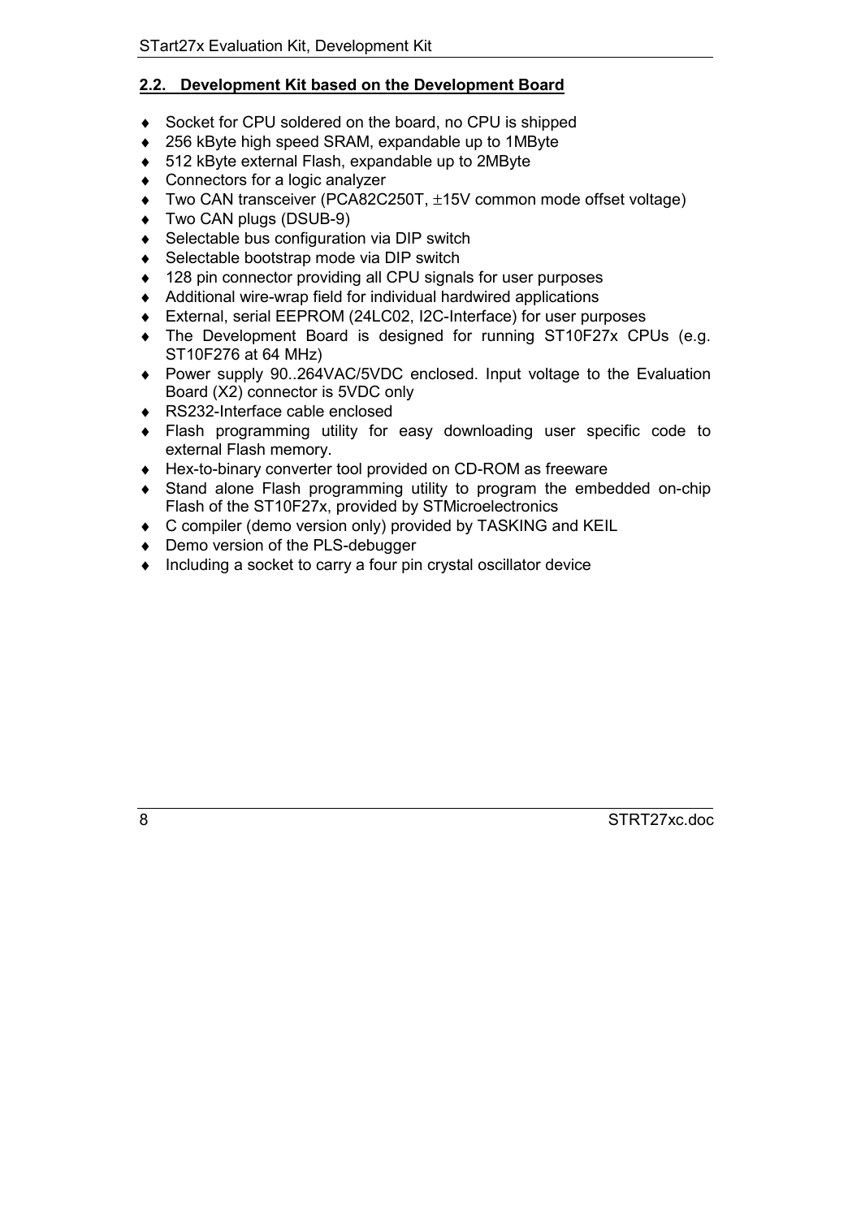## 2.2. Development Kit based on the Development Board

- Socket for CPU soldered on the board, no CPU is shipped
- 256 kByte high speed SRAM, expandable up to 1MByte
- 512 kByte external Flash, expandable up to 2MByte
- Connectors for a logic analyzer
- Two CAN transceiver (PCA82C250T, ±15V common mode offset voltage)
- Two CAN plugs (DSUB-9)
- Selectable bus configuration via DIP switch
- Selectable bootstrap mode via DIP switch
- 128 pin connector providing all CPU signals for user purposes
- Additional wire-wrap field for individual hardwired applications
- External, serial EEPROM (24LC02, I2C-Interface) for user purposes
- The Development Board is designed for running ST10F27x CPUs (e.g. ST10F276 at 64 MHz)
- Power supply 90..264VAC/5VDC enclosed. Input voltage to the Evaluation Board (X2) connector is 5VDC only
- RS232-Interface cable enclosed
- Flash programming utility for easy downloading user specific code to external Flash memory.
- Hex-to-binary converter tool provided on CD-ROM as freeware
- Stand alone Flash programming utility to program the embedded on-chip Flash of the ST10F27x, provided by STMicroelectronics
- C compiler (demo version only) provided by TASKING and KEIL
- Demo version of the PLS-debugger
- Including a socket to carry a four pin crystal oscillator device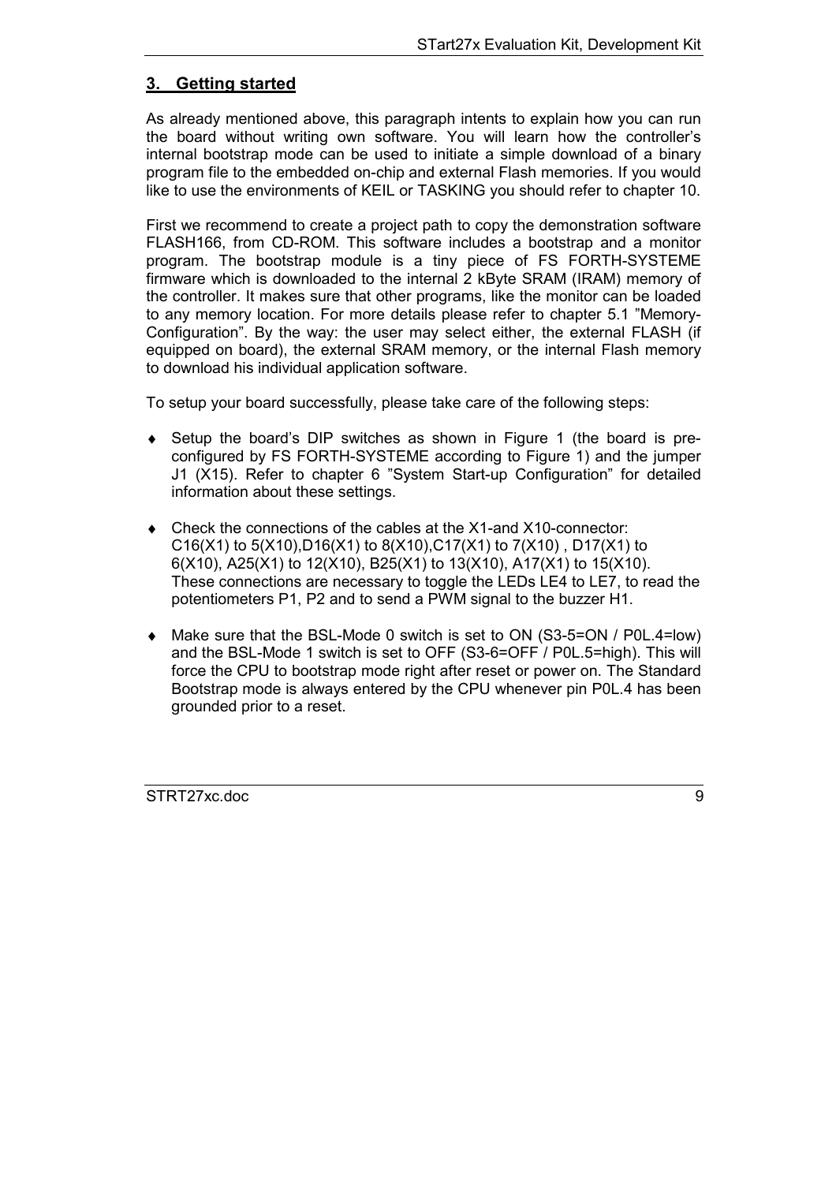## 3. Getting started

As already mentioned above, this paragraph intents to explain how you can run the board without writing own software. You will learn how the controller's internal bootstrap mode can be used to initiate a simple download of a binary program file to the embedded on-chip and external Flash memories. If you would like to use the environments of KEIL or TASKING you should refer to chapter 10.

First we recommend to create a project path to copy the demonstration software FLASH166, from CD-ROM. This software includes a bootstrap and a monitor program. The bootstrap module is a tiny piece of FS FORTH-SYSTEME firmware which is downloaded to the internal 2 kByte SRAM (IRAM) memory of the controller. It makes sure that other programs, like the monitor can be loaded to any memory location. For more details please refer to chapter 5.1 "Memory-Configuration". By the way: the user may select either, the external FLASH (if equipped on board), the external SRAM memory, or the internal Flash memory to download his individual application software.

To setup your board successfully, please take care of the following steps:

- Setup the board's DIP switches as shown in Figure 1 (the board is pre-configured by FS FORTH-SYSTEME according to Figure 1) and the jumper J1 (X15). Refer to chapter 6 "System Start-up Configuration" for detailed information about these settings.

- Check the connections of the cables at the X1-and X10-connector: C16(X1) to 5(X10),D16(X1) to 8(X10),C17(X1) to 7(X10) , D17(X1) to 6(X10), A25(X1) to 12(X10), B25(X1) to 13(X10), A17(X1) to 15(X10). These connections are necessary to toggle the LEDs LE4 to LE7, to read the potentiometers P1, P2 and to send a PWM signal to the buzzer H1.

- Make sure that the BSL-Mode 0 switch is set to ON (S3-5=ON / P0L.4=low) and the BSL-Mode 1 switch is set to OFF (S3-6=OFF / P0L.5=high). This will force the CPU to bootstrap mode right after reset or power on. The Standard Bootstrap mode is always entered by the CPU whenever pin P0L.4 has been grounded prior to a reset.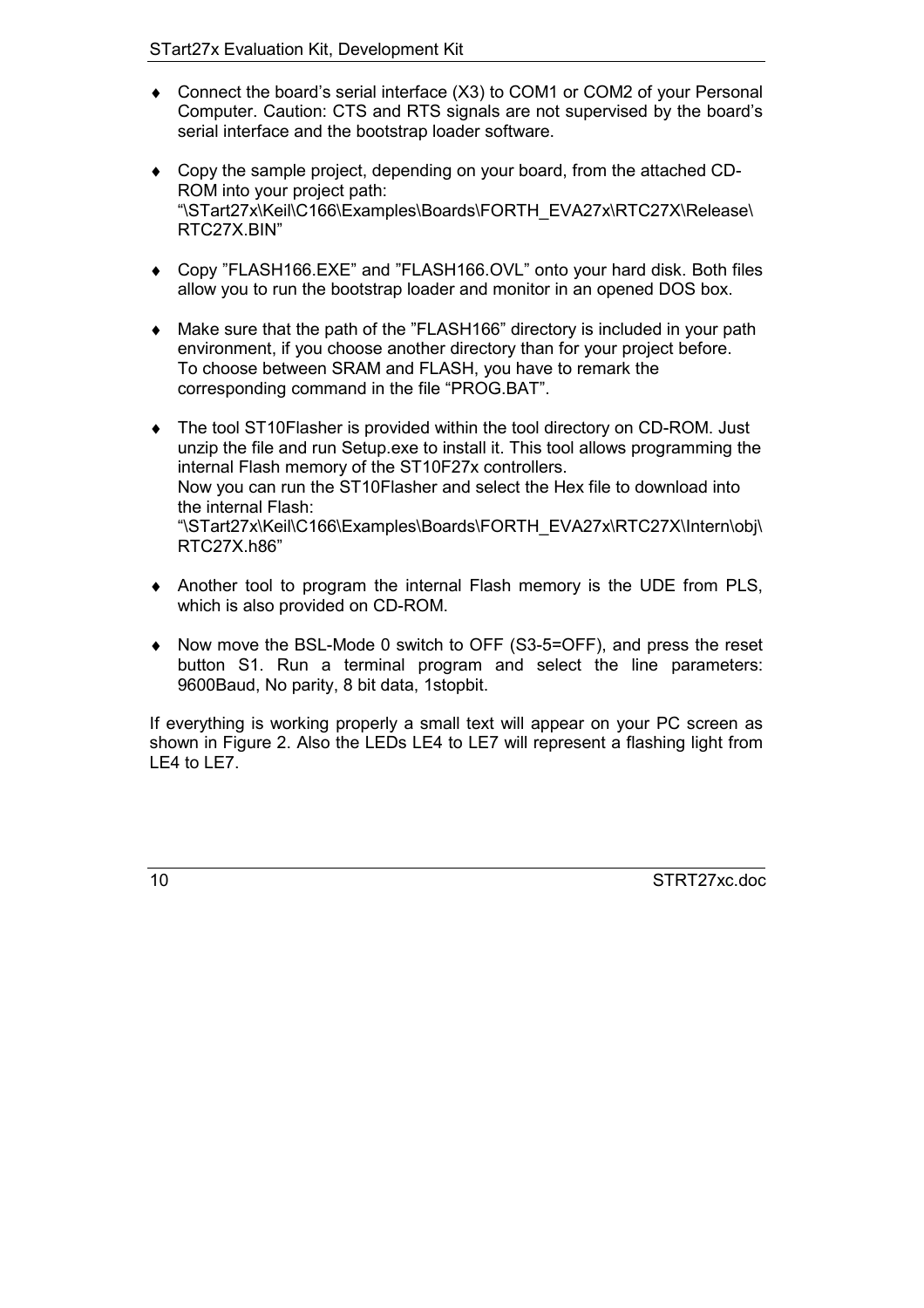- Connect the board’s serial interface (X3) to COM1 or COM2 of your Personal Computer. Caution: CTS and RTS signals are not supervised by the board’s serial interface and the bootstrap loader software.

- Copy the sample project, depending on your board, from the attached CD-ROM into your project path:
  “\STart27x\Keil\C166\Examples\Boards\FORTH_EVA27x\RTC27X\Release\RTC27X.BIN”

- Copy ”FLASH166.EXE” and ”FLASH166.OVL” onto your hard disk. Both files allow you to run the bootstrap loader and monitor in an opened DOS box.

- Make sure that the path of the ”FLASH166” directory is included in your path environment, if you choose another directory than for your project before.
  To choose between SRAM and FLASH, you have to remark the corresponding command in the file “PROG.BAT”.

- The tool ST10Flasher is provided within the tool directory on CD-ROM. Just unzip the file and run Setup.exe to install it. This tool allows programming the internal Flash memory of the ST10F27x controllers.
  Now you can run the ST10Flasher and select the Hex file to download into the internal Flash:
  “\STart27x\Keil\C166\Examples\Boards\FORTH_EVA27x\RTC27X\Intern\obj\RTC27X.h86”

- Another tool to program the internal Flash memory is the UDE from PLS, which is also provided on CD-ROM.

- Now move the BSL-Mode 0 switch to OFF (S3-5=OFF), and press the reset button S1. Run a terminal program and select the line parameters: 9600Baud, No parity, 8 bit data, 1stopbit.

If everything is working properly a small text will appear on your PC screen as shown in Figure 2. Also the LEDs LE4 to LE7 will represent a flashing light from LE4 to LE7.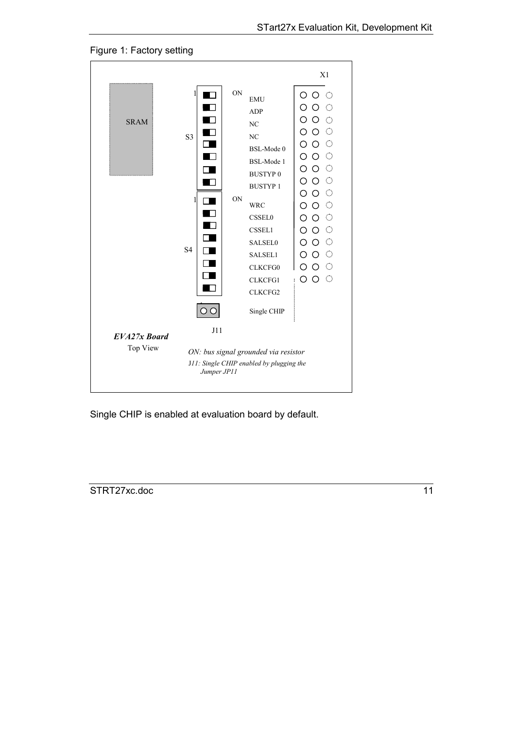Figure 1: Factory setting

| Switch | Position | Signal |
| --- | --- | --- |
| S3-1 | ON | EMU |
| S3-2 | ON | ADP |
| S3-3 | ON | NC |
| S3-4 | ON | NC |
| S3-5 | OFF | BSL-Mode 0 |
| S3-6 | ON | BSL-Mode 1 |
| S3-7 | OFF | BUSTYP 0 |
| S3-8 | ON | BUSTYP 1 |
| S4-1 | OFF | WRC |
| S4-2 | ON | CSSEL0 |
| S4-3 | ON | CSSEL1 |
| S4-4 | OFF | SALSEL0 |
| S4-5 | OFF | SALSEL1 |
| S4-6 | OFF | CLKCFG0 |
| S4-7 | OFF | CLKCFG1 |
| S4-8 | ON | CLKCFG2 |
| J11 | plugged | Single CHIP |

SRAM, X1

***EVA27x Board***
Top View

*ON: bus signal grounded via resistor*

*J11: Single CHIP enabled by plugging the Jumper JP11*

Single CHIP is enabled at evaluation board by default.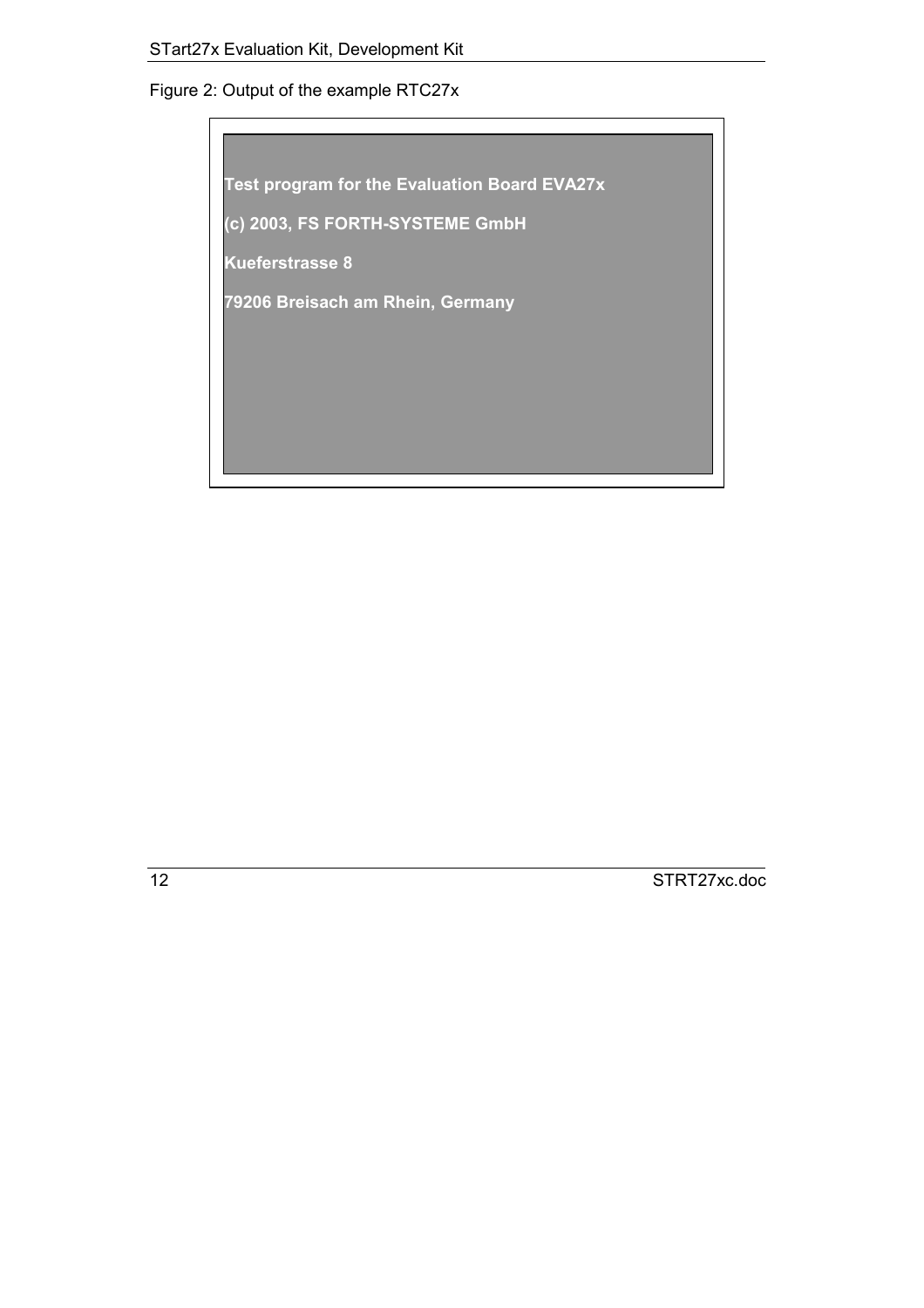Figure 2: Output of the example RTC27x

```
Test program for the Evaluation Board EVA27x

(c) 2003, FS FORTH-SYSTEME GmbH

Kueferstrasse 8

79206 Breisach am Rhein, Germany
```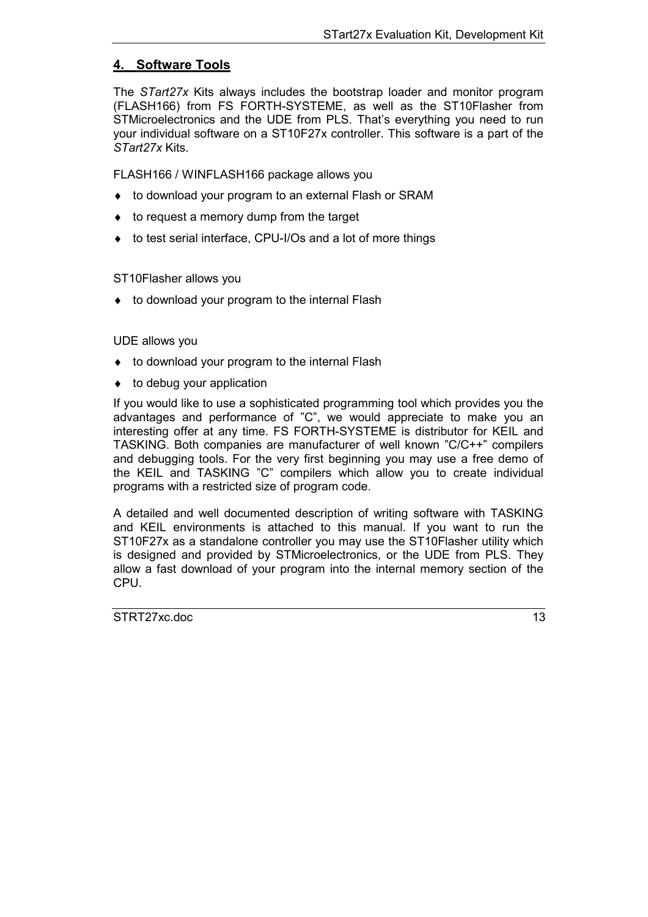## 4. Software Tools

The *STart27x* Kits always includes the bootstrap loader and monitor program (FLASH166) from FS FORTH-SYSTEME, as well as the ST10Flasher from STMicroelectronics and the UDE from PLS. That's everything you need to run your individual software on a ST10F27x controller. This software is a part of the *STart27x* Kits.

FLASH166 / WINFLASH166 package allows you

- to download your program to an external Flash or SRAM
- to request a memory dump from the target
- to test serial interface, CPU-I/Os and a lot of more things

ST10Flasher allows you

- to download your program to the internal Flash

UDE allows you

- to download your program to the internal Flash
- to debug your application

If you would like to use a sophisticated programming tool which provides you the advantages and performance of "C", we would appreciate to make you an interesting offer at any time. FS FORTH-SYSTEME is distributor for KEIL and TASKING. Both companies are manufacturer of well known "C/C++" compilers and debugging tools. For the very first beginning you may use a free demo of the KEIL and TASKING "C" compilers which allow you to create individual programs with a restricted size of program code.

A detailed and well documented description of writing software with TASKING and KEIL environments is attached to this manual. If you want to run the ST10F27x as a standalone controller you may use the ST10Flasher utility which is designed and provided by STMicroelectronics, or the UDE from PLS. They allow a fast download of your program into the internal memory section of the CPU.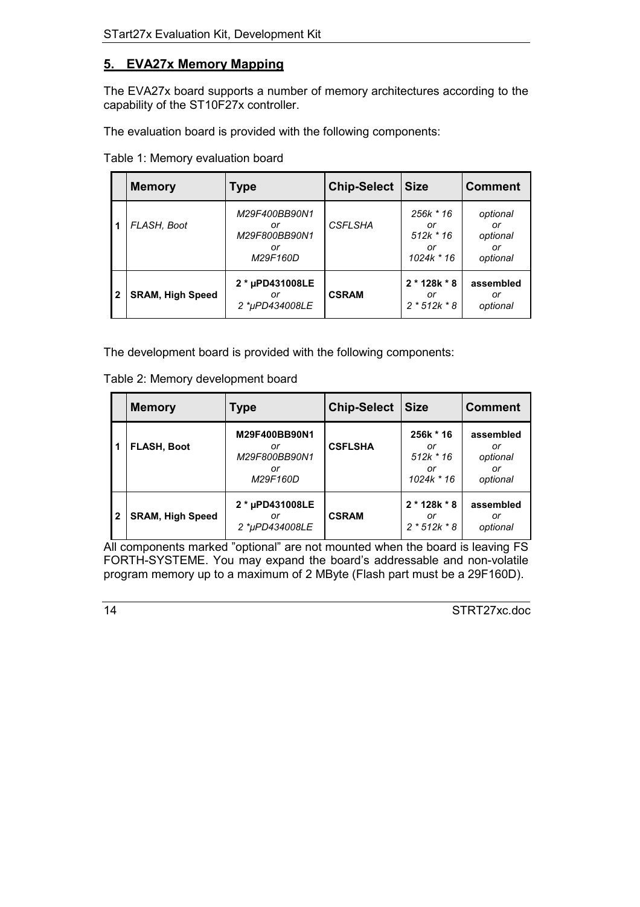## 5. EVA27x Memory Mapping

The EVA27x board supports a number of memory architectures according to the capability of the ST10F27x controller.

The evaluation board is provided with the following components:

Table 1: Memory evaluation board

| | Memory | Type | Chip-Select | Size | Comment |
|---|---|---|---|---|---|
| 1 | *FLASH, Boot* | *M29F400BB90N1 or M29F800BB90N1 or M29F160D* | *CSFLSHA* | *256k * 16 or 512k * 16 or 1024k * 16* | *optional or optional or optional* |
| 2 | **SRAM, High Speed** | **2 * µPD431008LE** *or 2 *µPD434008LE* | **CSRAM** | **2 * 128k * 8** *or 2 * 512k * 8* | **assembled** *or optional* |

The development board is provided with the following components:

Table 2: Memory development board

| | Memory | Type | Chip-Select | Size | Comment |
|---|---|---|---|---|---|
| 1 | **FLASH, Boot** | **M29F400BB90N1** *or M29F800BB90N1 or M29F160D* | **CSFLSHA** | **256k * 16** *or 512k * 16 or 1024k * 16* | **assembled** *or optional or optional* |
| 2 | **SRAM, High Speed** | **2 * µPD431008LE** *or 2 *µPD434008LE* | **CSRAM** | **2 * 128k * 8** *or 2 * 512k * 8* | **assembled** *or optional* |

All components marked "optional" are not mounted when the board is leaving FS FORTH-SYSTEME. You may expand the board's addressable and non-volatile program memory up to a maximum of 2 MByte (Flash part must be a 29F160D).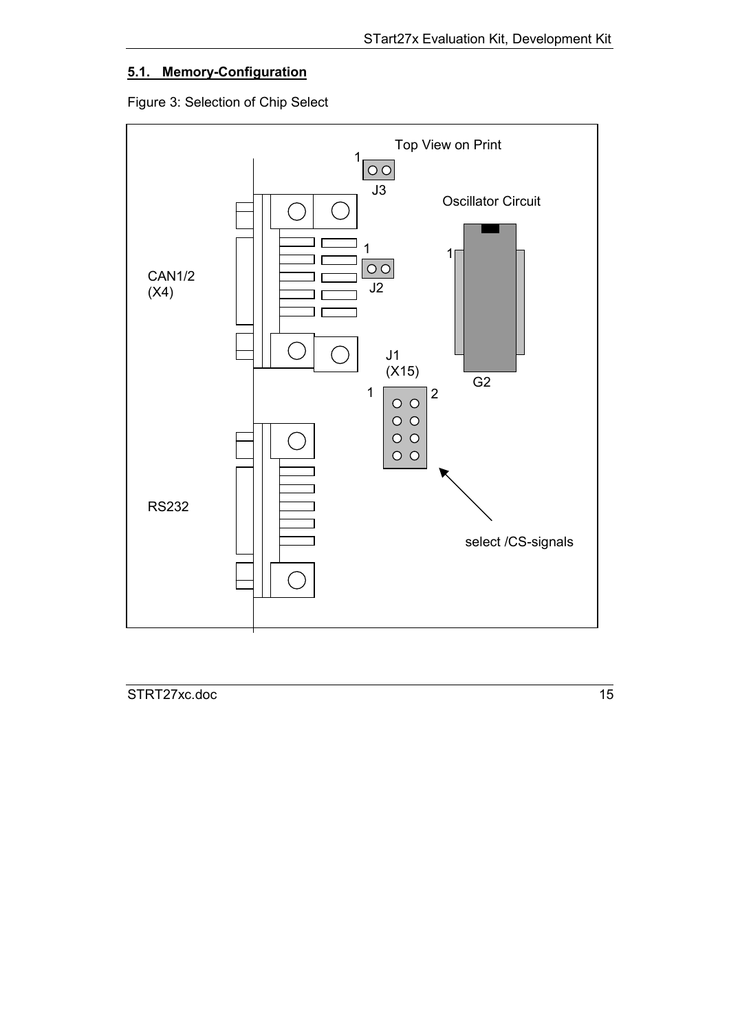## 5.1. Memory-Configuration

Figure 3: Selection of Chip Select

Top View on Print

1 J3

Oscillator Circuit

1 J2

1

CAN1/2 (X4)

J1 (X15)

G2

1 2

RS232

select /CS-signals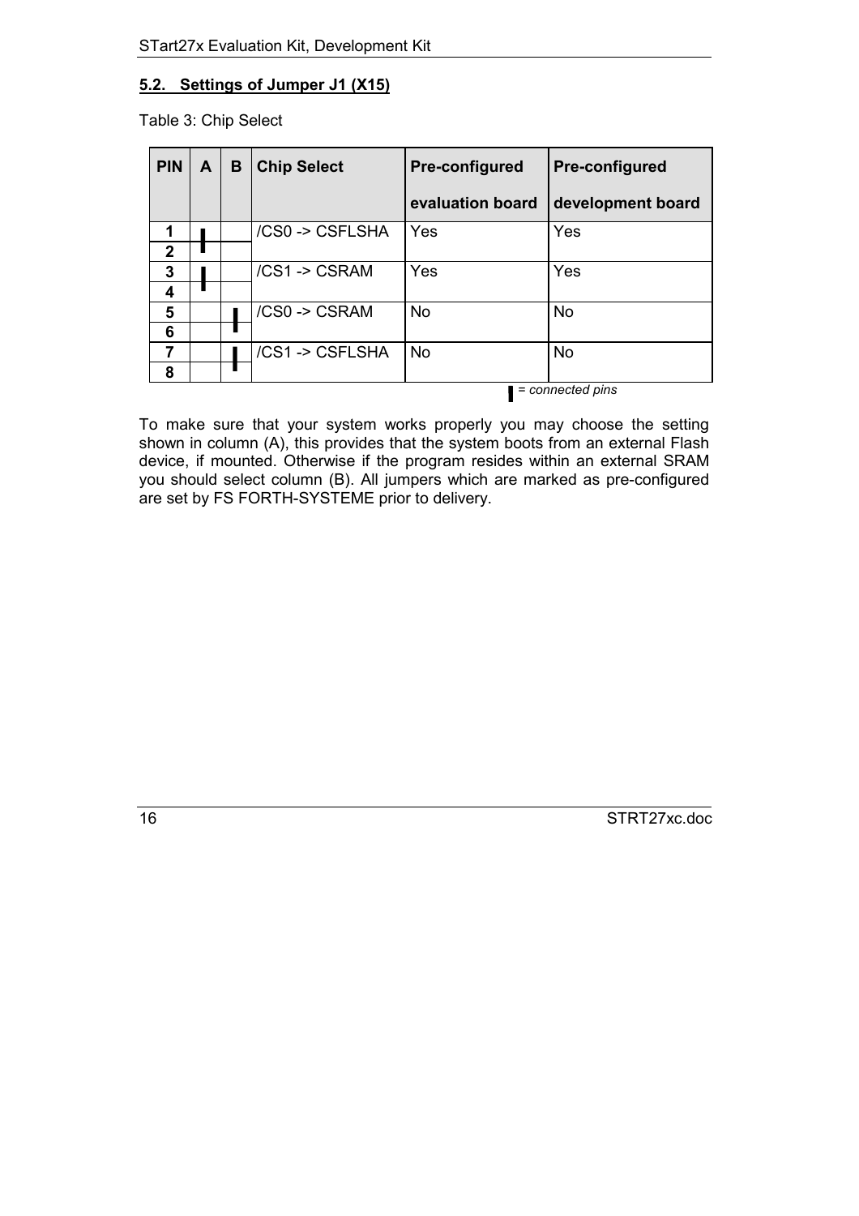## 5.2. Settings of Jumper J1 (X15)

Table 3: Chip Select

| PIN | A | B | Chip Select | Pre-configured evaluation board | Pre-configured development board |
|---|---|---|---|---|---|
| 1 | ▌ | | /CS0 -> CSFLSHA | Yes | Yes |
| 2 | ▌ | | | | |
| 3 | ▌ | | /CS1 -> CSRAM | Yes | Yes |
| 4 | ▌ | | | | |
| 5 | | ▌ | /CS0 -> CSRAM | No | No |
| 6 | | ▌ | | | |
| 7 | | ▌ | /CS1 -> CSFLSHA | No | No |
| 8 | | ▌ | | | |

▌ *= connected pins*

To make sure that your system works properly you may choose the setting shown in column (A), this provides that the system boots from an external Flash device, if mounted. Otherwise if the program resides within an external SRAM you should select column (B). All jumpers which are marked as pre-configured are set by FS FORTH-SYSTEME prior to delivery.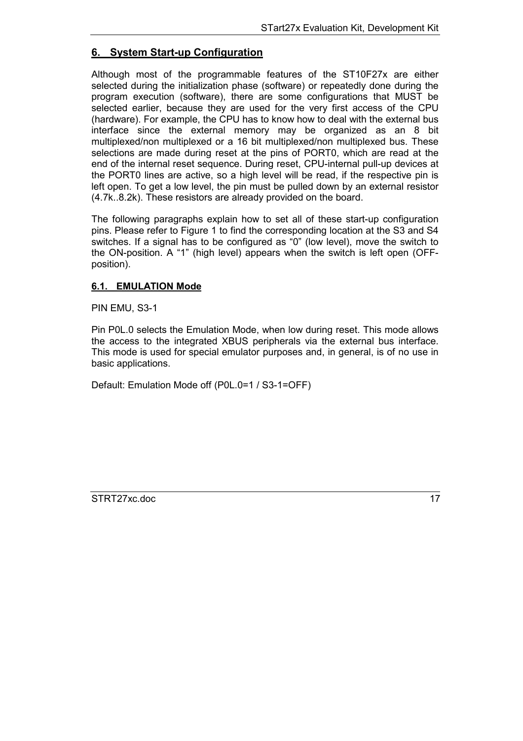## 6. System Start-up Configuration

Although most of the programmable features of the ST10F27x are either selected during the initialization phase (software) or repeatedly done during the program execution (software), there are some configurations that MUST be selected earlier, because they are used for the very first access of the CPU (hardware). For example, the CPU has to know how to deal with the external bus interface since the external memory may be organized as an 8 bit multiplexed/non multiplexed or a 16 bit multiplexed/non multiplexed bus. These selections are made during reset at the pins of PORT0, which are read at the end of the internal reset sequence. During reset, CPU-internal pull-up devices at the PORT0 lines are active, so a high level will be read, if the respective pin is left open. To get a low level, the pin must be pulled down by an external resistor (4.7k..8.2k). These resistors are already provided on the board.

The following paragraphs explain how to set all of these start-up configuration pins. Please refer to Figure 1 to find the corresponding location at the S3 and S4 switches. If a signal has to be configured as "0" (low level), move the switch to the ON-position. A "1" (high level) appears when the switch is left open (OFF-position).

### 6.1. EMULATION Mode

PIN EMU, S3-1

Pin P0L.0 selects the Emulation Mode, when low during reset. This mode allows the access to the integrated XBUS peripherals via the external bus interface. This mode is used for special emulator purposes and, in general, is of no use in basic applications.

Default: Emulation Mode off (P0L.0=1 / S3-1=OFF)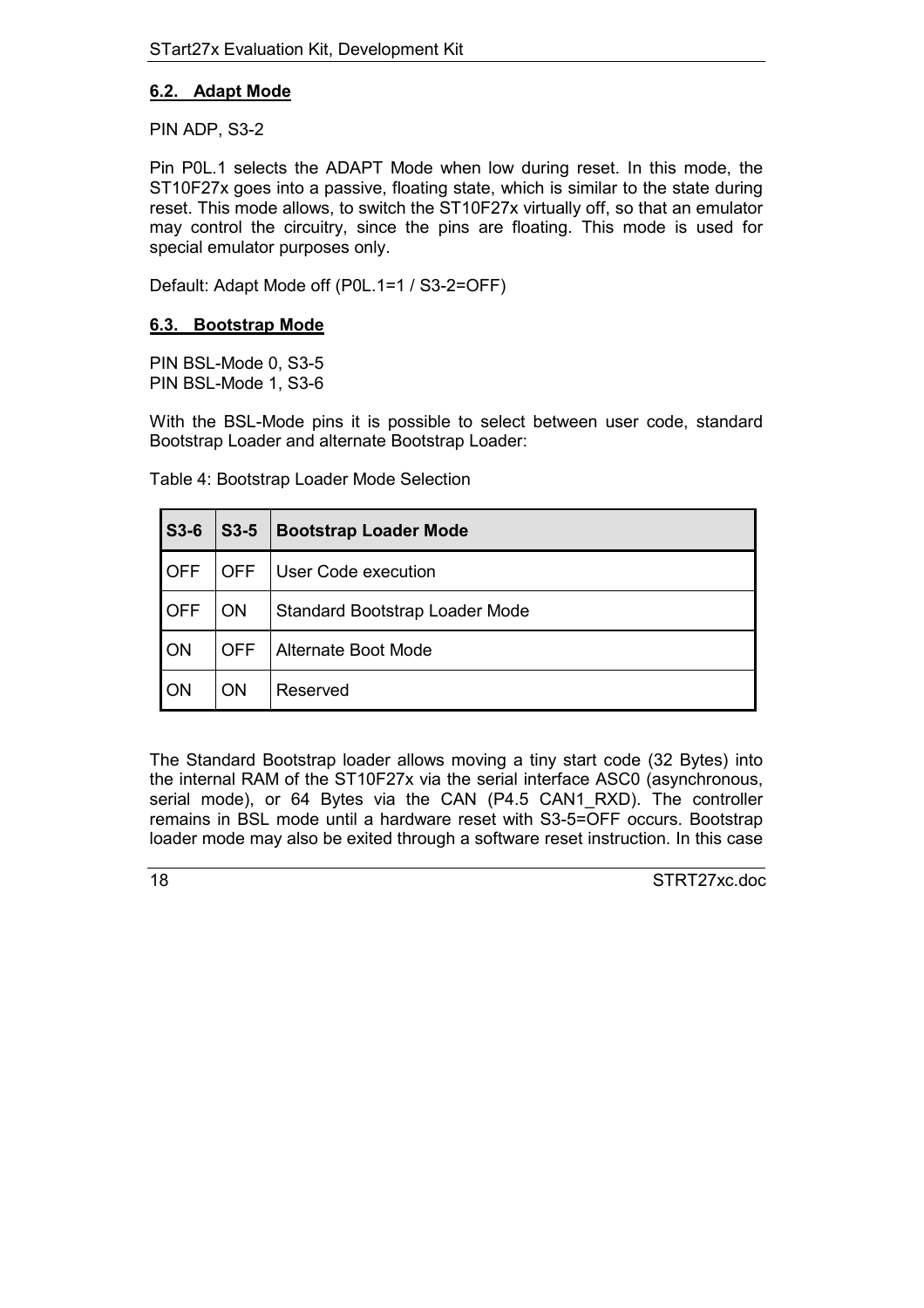## 6.2. Adapt Mode

PIN ADP, S3-2

Pin P0L.1 selects the ADAPT Mode when low during reset. In this mode, the ST10F27x goes into a passive, floating state, which is similar to the state during reset. This mode allows, to switch the ST10F27x virtually off, so that an emulator may control the circuitry, since the pins are floating. This mode is used for special emulator purposes only.

Default: Adapt Mode off (P0L.1=1 / S3-2=OFF)

## 6.3. Bootstrap Mode

PIN BSL-Mode 0, S3-5
PIN BSL-Mode 1, S3-6

With the BSL-Mode pins it is possible to select between user code, standard Bootstrap Loader and alternate Bootstrap Loader:

Table 4: Bootstrap Loader Mode Selection

| S3-6 | S3-5 | Bootstrap Loader Mode |
|---|---|---|
| OFF | OFF | User Code execution |
| OFF | ON | Standard Bootstrap Loader Mode |
| ON | OFF | Alternate Boot Mode |
| ON | ON | Reserved |

The Standard Bootstrap loader allows moving a tiny start code (32 Bytes) into the internal RAM of the ST10F27x via the serial interface ASC0 (asynchronous, serial mode), or 64 Bytes via the CAN (P4.5 CAN1_RXD). The controller remains in BSL mode until a hardware reset with S3-5=OFF occurs. Bootstrap loader mode may also be exited through a software reset instruction. In this case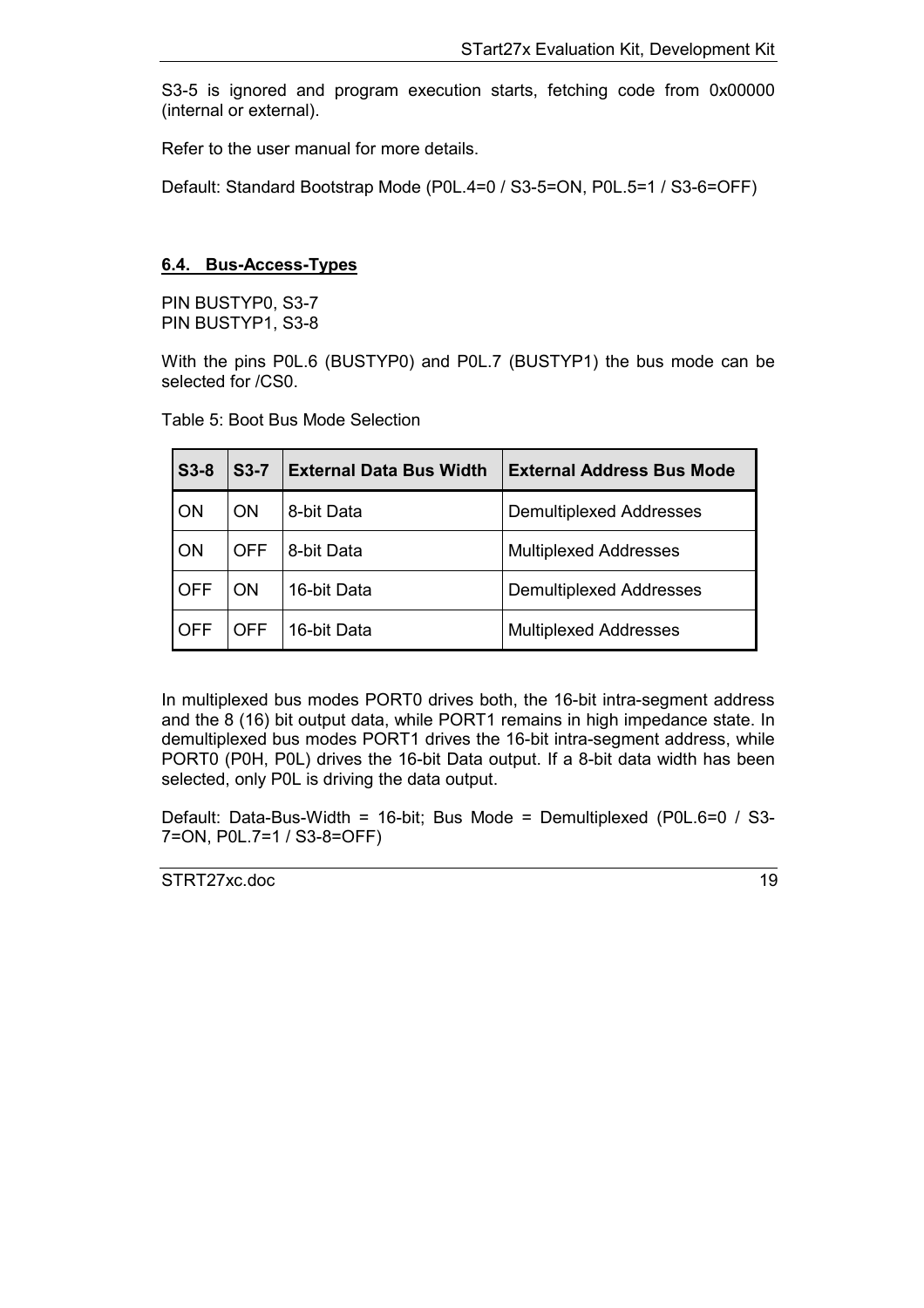S3-5 is ignored and program execution starts, fetching code from 0x00000 (internal or external).

Refer to the user manual for more details.

Default: Standard Bootstrap Mode (P0L.4=0 / S3-5=ON, P0L.5=1 / S3-6=OFF)

### 6.4. Bus-Access-Types

PIN BUSTYP0, S3-7
PIN BUSTYP1, S3-8

With the pins P0L.6 (BUSTYP0) and P0L.7 (BUSTYP1) the bus mode can be selected for /CS0.

Table 5: Boot Bus Mode Selection

| S3-8 | S3-7 | External Data Bus Width | External Address Bus Mode |
|---|---|---|---|
| ON | ON | 8-bit Data | Demultiplexed Addresses |
| ON | OFF | 8-bit Data | Multiplexed Addresses |
| OFF | ON | 16-bit Data | Demultiplexed Addresses |
| OFF | OFF | 16-bit Data | Multiplexed Addresses |

In multiplexed bus modes PORT0 drives both, the 16-bit intra-segment address and the 8 (16) bit output data, while PORT1 remains in high impedance state. In demultiplexed bus modes PORT1 drives the 16-bit intra-segment address, while PORT0 (P0H, P0L) drives the 16-bit Data output. If a 8-bit data width has been selected, only P0L is driving the data output.

Default: Data-Bus-Width = 16-bit; Bus Mode = Demultiplexed (P0L.6=0 / S3-7=ON, P0L.7=1 / S3-8=OFF)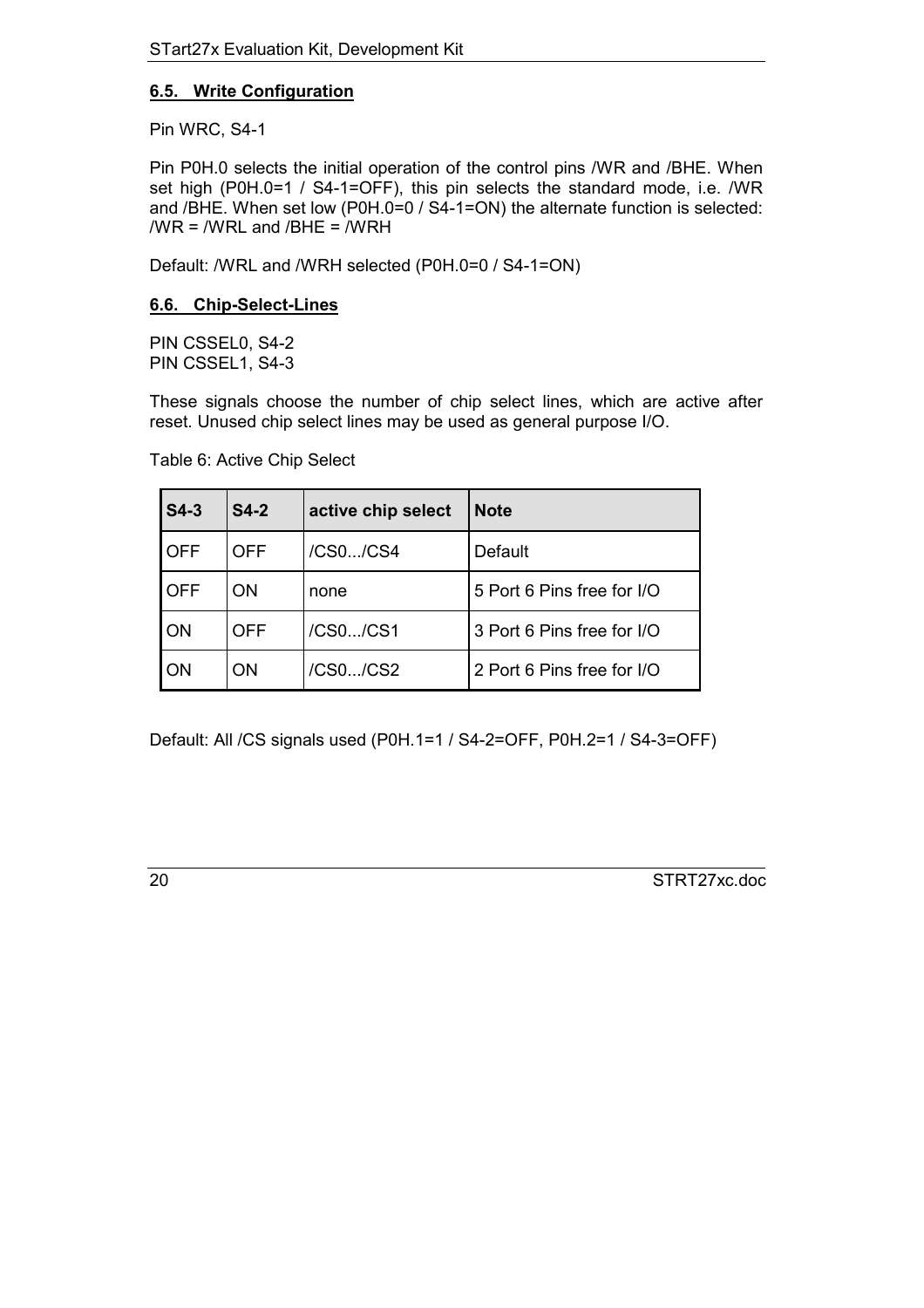### 6.5. Write Configuration

Pin WRC, S4-1

Pin P0H.0 selects the initial operation of the control pins /WR and /BHE. When set high (P0H.0=1 / S4-1=OFF), this pin selects the standard mode, i.e. /WR and /BHE. When set low (P0H.0=0 / S4-1=ON) the alternate function is selected: /WR = /WRL and /BHE = /WRH

Default: /WRL and /WRH selected (P0H.0=0 / S4-1=ON)

### 6.6. Chip-Select-Lines

PIN CSSEL0, S4-2
PIN CSSEL1, S4-3

These signals choose the number of chip select lines, which are active after reset. Unused chip select lines may be used as general purpose I/O.

Table 6: Active Chip Select

| S4-3 | S4-2 | active chip select | Note |
|---|---|---|---|
| OFF | OFF | /CS0.../CS4 | Default |
| OFF | ON | none | 5 Port 6 Pins free for I/O |
| ON | OFF | /CS0.../CS1 | 3 Port 6 Pins free for I/O |
| ON | ON | /CS0.../CS2 | 2 Port 6 Pins free for I/O |

Default: All /CS signals used (P0H.1=1 / S4-2=OFF, P0H.2=1 / S4-3=OFF)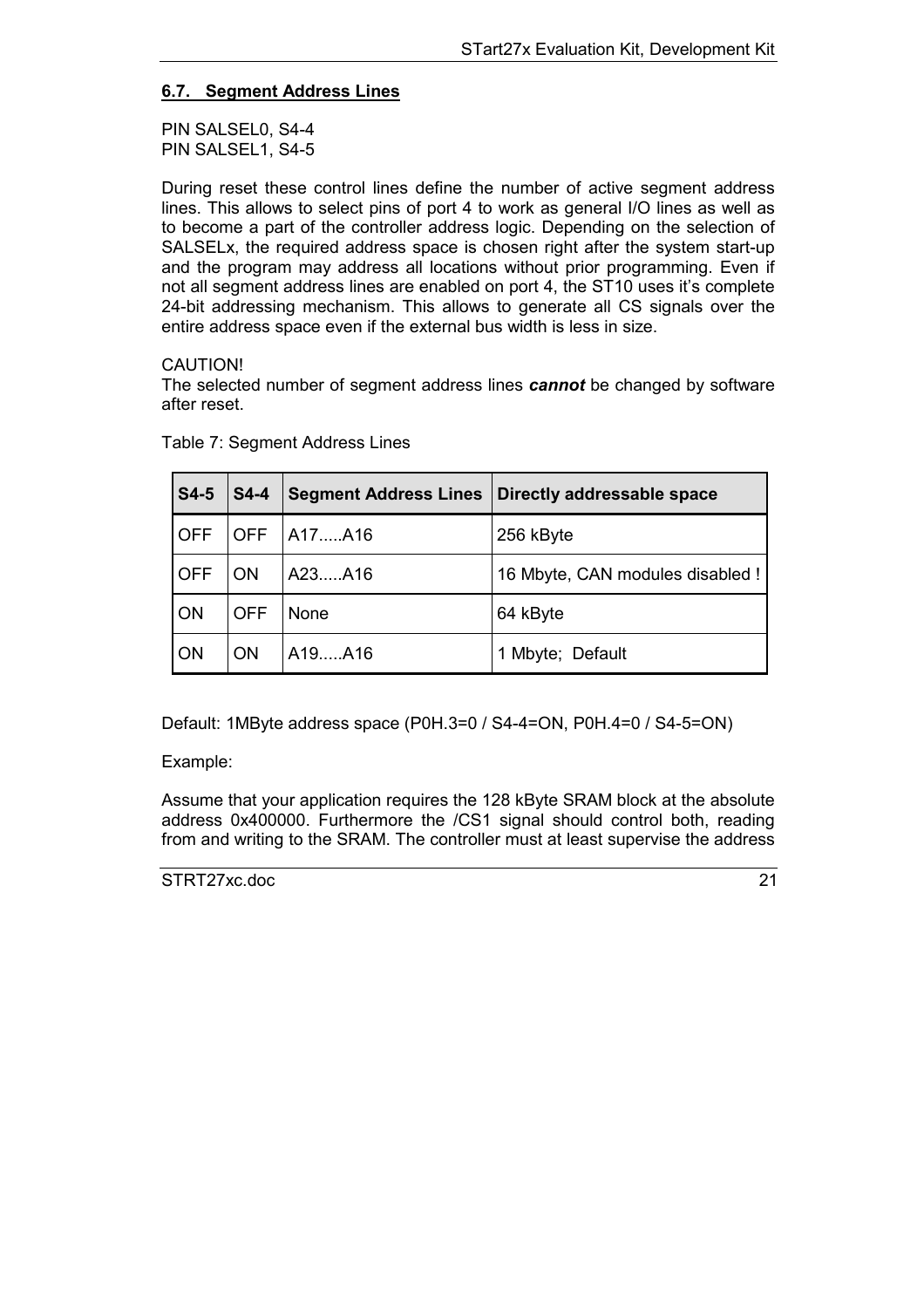### 6.7. Segment Address Lines

PIN SALSEL0, S4-4
PIN SALSEL1, S4-5

During reset these control lines define the number of active segment address lines. This allows to select pins of port 4 to work as general I/O lines as well as to become a part of the controller address logic. Depending on the selection of SALSELx, the required address space is chosen right after the system start-up and the program may address all locations without prior programming. Even if not all segment address lines are enabled on port 4, the ST10 uses it's complete 24-bit addressing mechanism. This allows to generate all CS signals over the entire address space even if the external bus width is less in size.

CAUTION!
The selected number of segment address lines ***cannot*** be changed by software after reset.

Table 7: Segment Address Lines

| S4-5 | S4-4 | Segment Address Lines | Directly addressable space |
|---|---|---|---|
| OFF | OFF | A17.....A16 | 256 kByte |
| OFF | ON | A23.....A16 | 16 Mbyte, CAN modules disabled ! |
| ON | OFF | None | 64 kByte |
| ON | ON | A19.....A16 | 1 Mbyte; Default |

Default: 1MByte address space (P0H.3=0 / S4-4=ON, P0H.4=0 / S4-5=ON)

Example:

Assume that your application requires the 128 kByte SRAM block at the absolute address 0x400000. Furthermore the /CS1 signal should control both, reading from and writing to the SRAM. The controller must at least supervise the address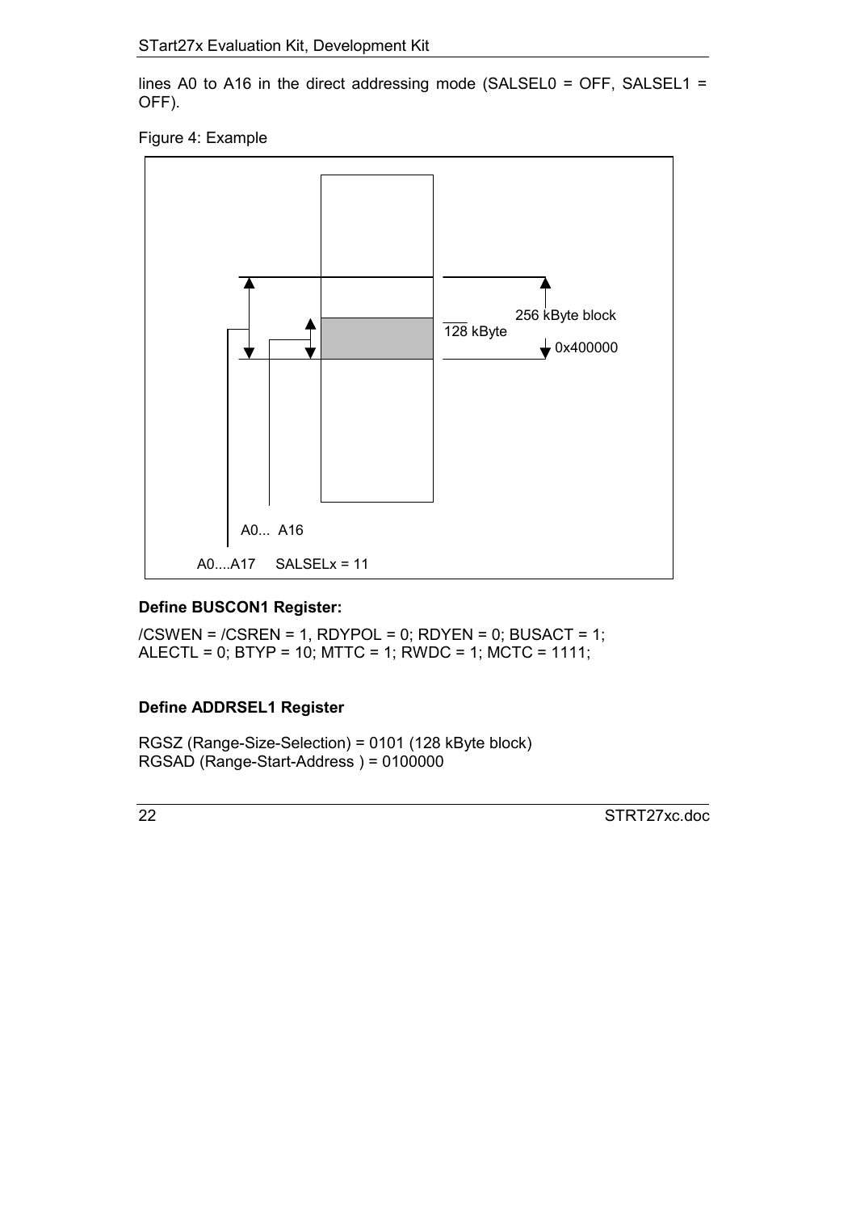lines A0 to A16 in the direct addressing mode (SALSEL0 = OFF, SALSEL1 = OFF).

Figure 4: Example

256 kByte block

128 kByte

0x400000

A0... A16

A0....A17 SALSELx = 11

**Define BUSCON1 Register:**

/CSWEN = /CSREN = 1, RDYPOL = 0; RDYEN = 0; BUSACT = 1;
ALECTL = 0; BTYP = 10; MTTC = 1; RWDC = 1; MCTC = 1111;

**Define ADDRSEL1 Register**

RGSZ (Range-Size-Selection) = 0101 (128 kByte block)
RGSAD (Range-Start-Address ) = 0100000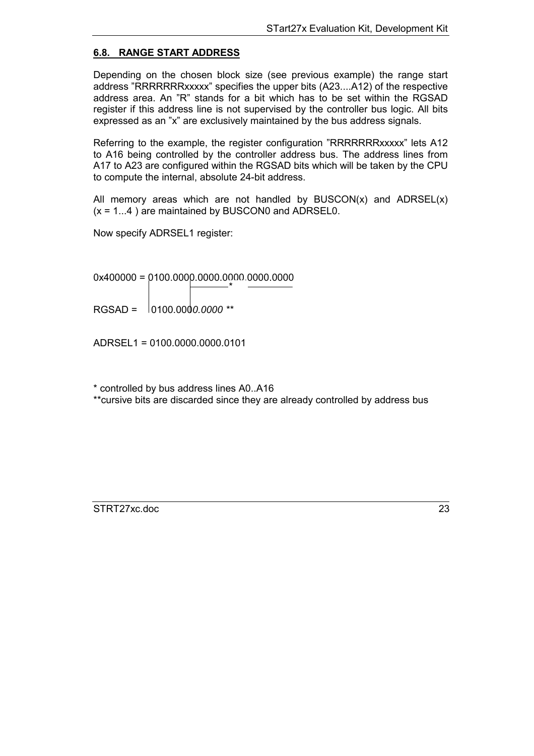## 6.8. RANGE START ADDRESS

Depending on the chosen block size (see previous example) the range start address "RRRRRRRxxxxx" specifies the upper bits (A23....A12) of the respective address area. An "R" stands for a bit which has to be set within the RGSAD register if this address line is not supervised by the controller bus logic. All bits expressed as an "x" are exclusively maintained by the bus address signals.

Referring to the example, the register configuration "RRRRRRRxxxxx" lets A12 to A16 being controlled by the controller address bus. The address lines from A17 to A23 are configured within the RGSAD bits which will be taken by the CPU to compute the internal, absolute 24-bit address.

All memory areas which are not handled by BUSCON(x) and ADRSEL(x) (x = 1...4 ) are maintained by BUSCON0 and ADRSEL0.

Now specify ADRSEL1 register:

```
0x400000 = 0100.0000.0000.0000.0000.0000
                          *
RGSAD =    0100.0000.0000 **
```

ADRSEL1 = 0100.0000.0000.0101

\* controlled by bus address lines A0..A16

\*\*cursive bits are discarded since they are already controlled by address bus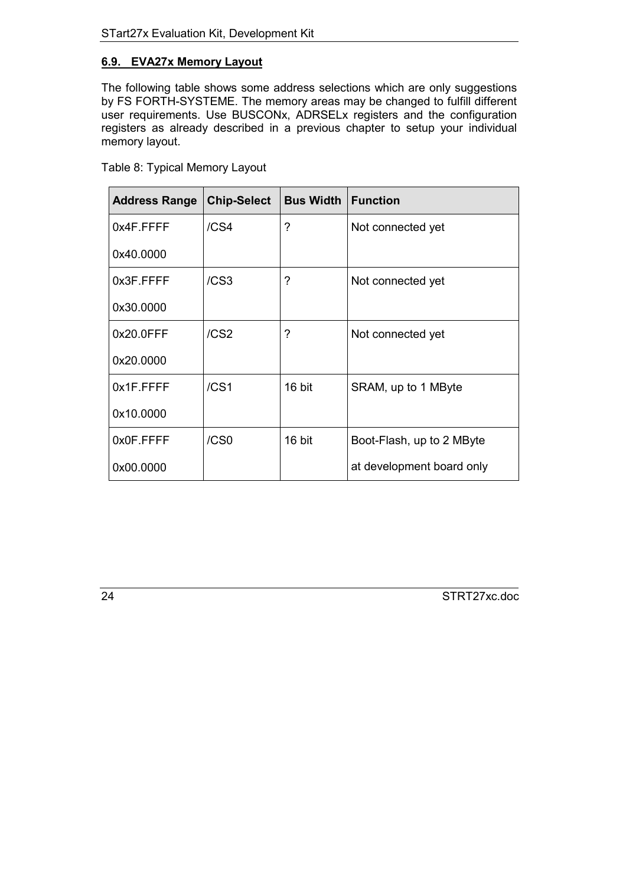## 6.9. EVA27x Memory Layout

The following table shows some address selections which are only suggestions by FS FORTH-SYSTEME. The memory areas may be changed to fulfill different user requirements. Use BUSCONx, ADRSELx registers and the configuration registers as already described in a previous chapter to setup your individual memory layout.

Table 8: Typical Memory Layout

| Address Range | Chip-Select | Bus Width | Function |
|---|---|---|---|
| 0x4F.FFFF<br>0x40.0000 | /CS4 | ? | Not connected yet |
| 0x3F.FFFF<br>0x30.0000 | /CS3 | ? | Not connected yet |
| 0x20.0FFF<br>0x20.0000 | /CS2 | ? | Not connected yet |
| 0x1F.FFFF<br>0x10.0000 | /CS1 | 16 bit | SRAM, up to 1 MByte |
| 0x0F.FFFF<br>0x00.0000 | /CS0 | 16 bit | Boot-Flash, up to 2 MByte<br>at development board only |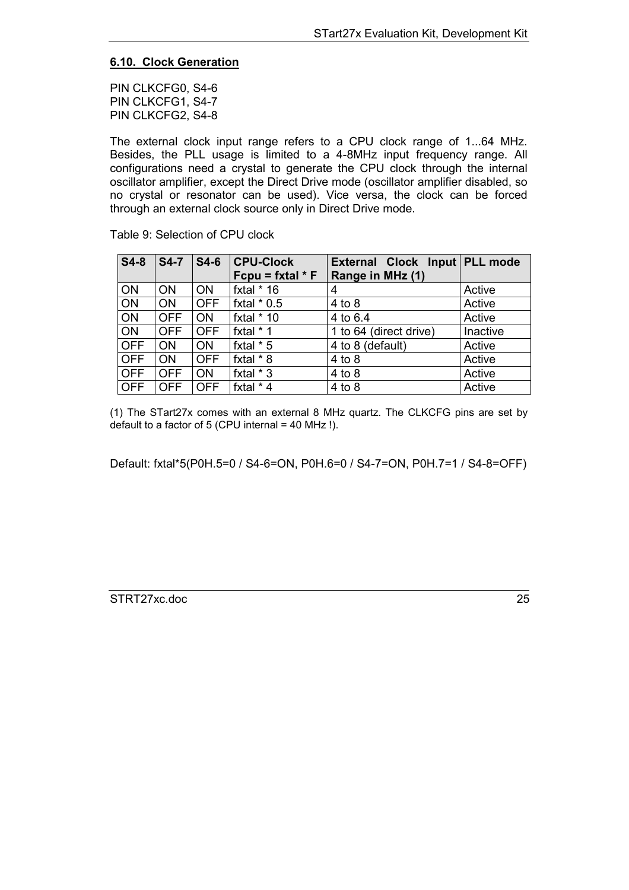## 6.10. Clock Generation

PIN CLKCFG0, S4-6
PIN CLKCFG1, S4-7
PIN CLKCFG2, S4-8

The external clock input range refers to a CPU clock range of 1...64 MHz. Besides, the PLL usage is limited to a 4-8MHz input frequency range. All configurations need a crystal to generate the CPU clock through the internal oscillator amplifier, except the Direct Drive mode (oscillator amplifier disabled, so no crystal or resonator can be used). Vice versa, the clock can be forced through an external clock source only in Direct Drive mode.

Table 9: Selection of CPU clock

| S4-8 | S4-7 | S4-6 | CPU-Clock Fcpu = fxtal * F | External Clock Input Range in MHz (1) | PLL mode |
|---|---|---|---|---|---|
| ON | ON | ON | fxtal * 16 | 4 | Active |
| ON | ON | OFF | fxtal * 0.5 | 4 to 8 | Active |
| ON | OFF | ON | fxtal * 10 | 4 to 6.4 | Active |
| ON | OFF | OFF | fxtal * 1 | 1 to 64 (direct drive) | Inactive |
| OFF | ON | ON | fxtal * 5 | 4 to 8 (default) | Active |
| OFF | ON | OFF | fxtal * 8 | 4 to 8 | Active |
| OFF | OFF | ON | fxtal * 3 | 4 to 8 | Active |
| OFF | OFF | OFF | fxtal * 4 | 4 to 8 | Active |

(1) The STart27x comes with an external 8 MHz quartz. The CLKCFG pins are set by default to a factor of 5 (CPU internal = 40 MHz !).

Default: fxtal*5(P0H.5=0 / S4-6=ON, P0H.6=0 / S4-7=ON, P0H.7=1 / S4-8=OFF)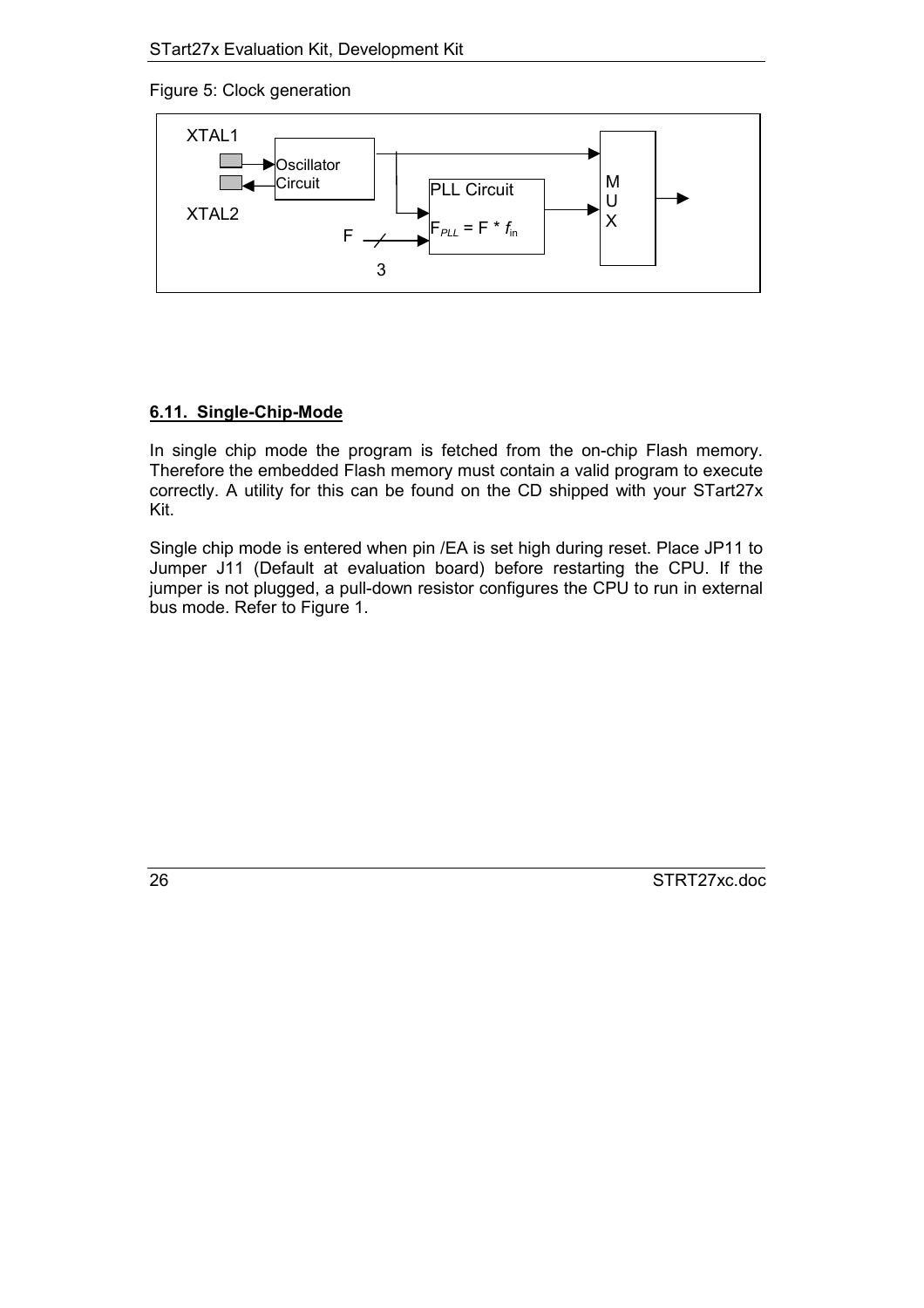Figure 5: Clock generation

XTAL1

Oscillator Circuit

XTAL2

PLL Circuit

$F_{PLL} = F * f_{in}$

F

3

M
U
X

## 6.11. Single-Chip-Mode

In single chip mode the program is fetched from the on-chip Flash memory. Therefore the embedded Flash memory must contain a valid program to execute correctly. A utility for this can be found on the CD shipped with your STart27x Kit.

Single chip mode is entered when pin /EA is set high during reset. Place JP11 to Jumper J11 (Default at evaluation board) before restarting the CPU. If the jumper is not plugged, a pull-down resistor configures the CPU to run in external bus mode. Refer to Figure 1.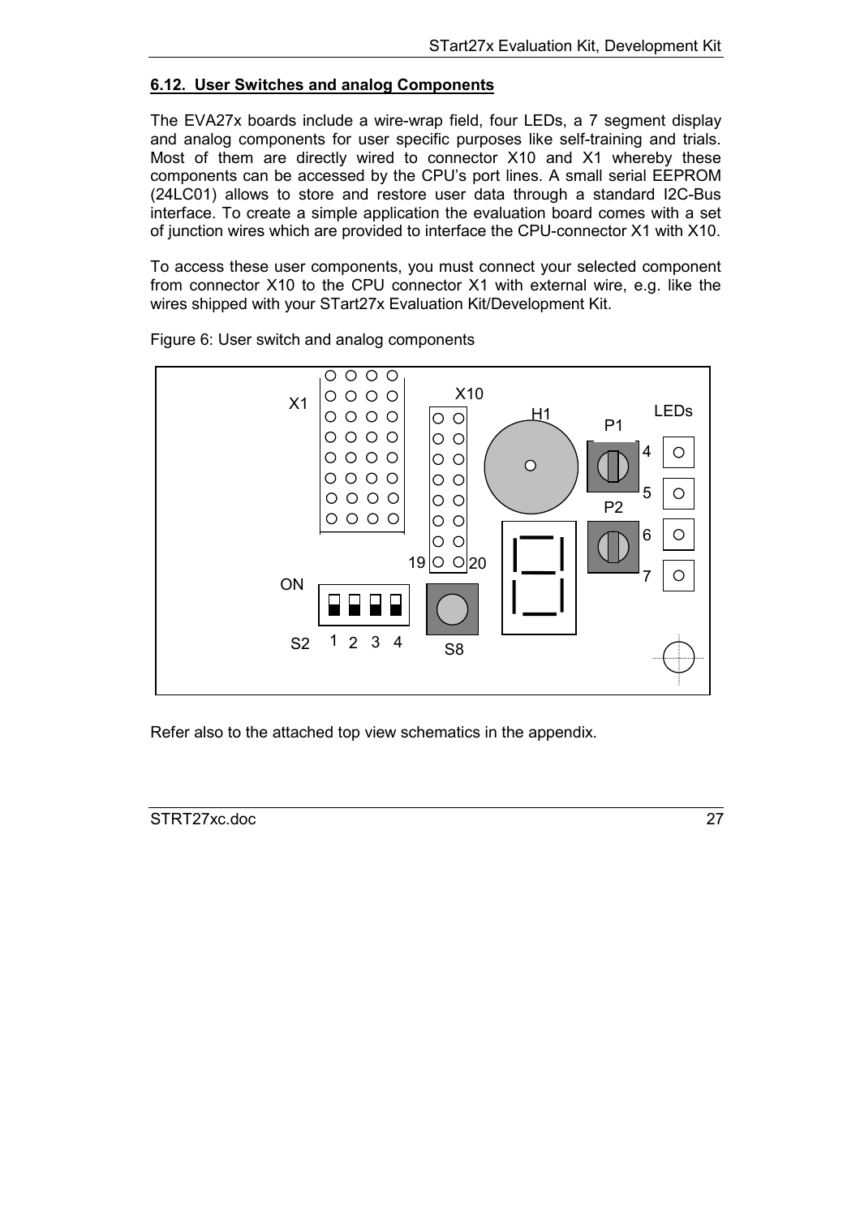### 6.12. User Switches and analog Components

The EVA27x boards include a wire-wrap field, four LEDs, a 7 segment display and analog components for user specific purposes like self-training and trials. Most of them are directly wired to connector X10 and X1 whereby these components can be accessed by the CPU's port lines. A small serial EEPROM (24LC01) allows to store and restore user data through a standard I2C-Bus interface. To create a simple application the evaluation board comes with a set of junction wires which are provided to interface the CPU-connector X1 with X10.

To access these user components, you must connect your selected component from connector X10 to the CPU connector X1 with external wire, e.g. like the wires shipped with your STart27x Evaluation Kit/Development Kit.

Figure 6: User switch and analog components

Refer also to the attached top view schematics in the appendix.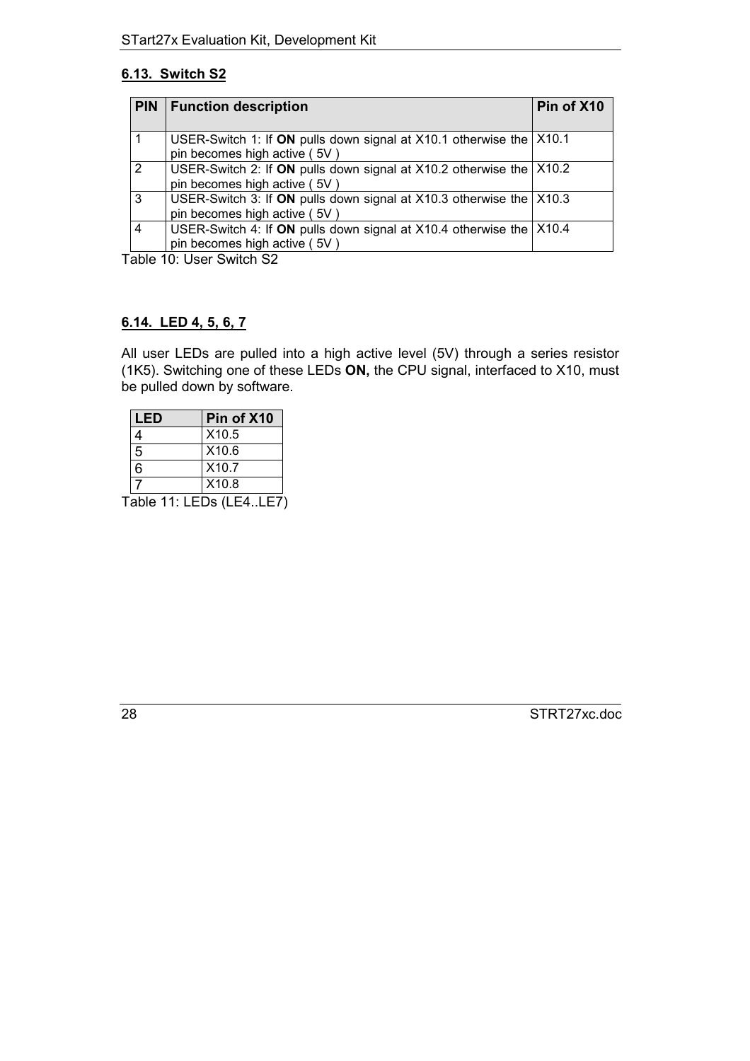## 6.13. Switch S2

| PIN | Function description | Pin of X10 |
|---|---|---|
| 1 | USER-Switch 1: If **ON** pulls down signal at X10.1 otherwise the pin becomes high active ( 5V ) | X10.1 |
| 2 | USER-Switch 2: If **ON** pulls down signal at X10.2 otherwise the pin becomes high active ( 5V ) | X10.2 |
| 3 | USER-Switch 3: If **ON** pulls down signal at X10.3 otherwise the pin becomes high active ( 5V ) | X10.3 |
| 4 | USER-Switch 4: If **ON** pulls down signal at X10.4 otherwise the pin becomes high active ( 5V ) | X10.4 |

Table 10: User Switch S2

## 6.14. LED 4, 5, 6, 7

All user LEDs are pulled into a high active level (5V) through a series resistor (1K5). Switching one of these LEDs **ON,** the CPU signal, interfaced to X10, must be pulled down by software.

| LED | Pin of X10 |
|---|---|
| 4 | X10.5 |
| 5 | X10.6 |
| 6 | X10.7 |
| 7 | X10.8 |

Table 11: LEDs (LE4..LE7)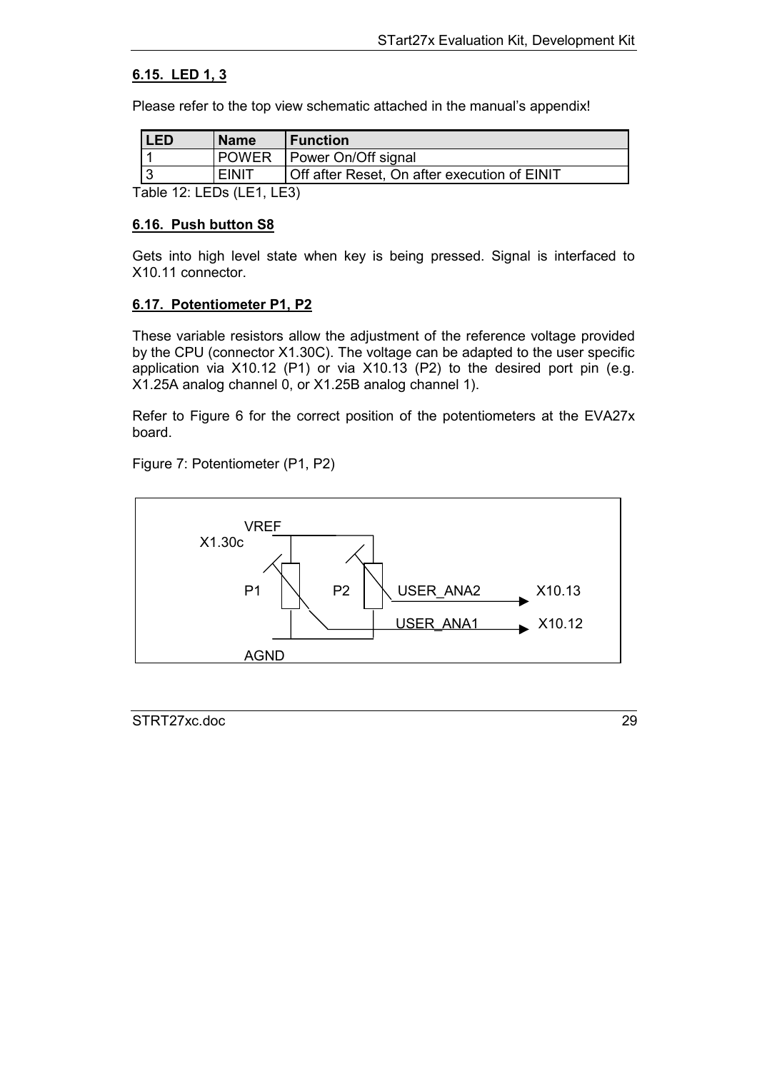### 6.15. LED 1, 3

Please refer to the top view schematic attached in the manual's appendix!

| LED | Name | Function |
|---|---|---|
| 1 | POWER | Power On/Off signal |
| 3 | EINIT | Off after Reset, On after execution of EINIT |

Table 12: LEDs (LE1, LE3)

### 6.16. Push button S8

Gets into high level state when key is being pressed. Signal is interfaced to X10.11 connector.

### 6.17. Potentiometer P1, P2

These variable resistors allow the adjustment of the reference voltage provided by the CPU (connector X1.30C). The voltage can be adapted to the user specific application via X10.12 (P1) or via X10.13 (P2) to the desired port pin (e.g. X1.25A analog channel 0, or X1.25B analog channel 1).

Refer to Figure 6 for the correct position of the potentiometers at the EVA27x board.

Figure 7: Potentiometer (P1, P2)

VREF
X1.30c
P1
P2
USER_ANA2
X10.13
USER_ANA1
X10.12
AGND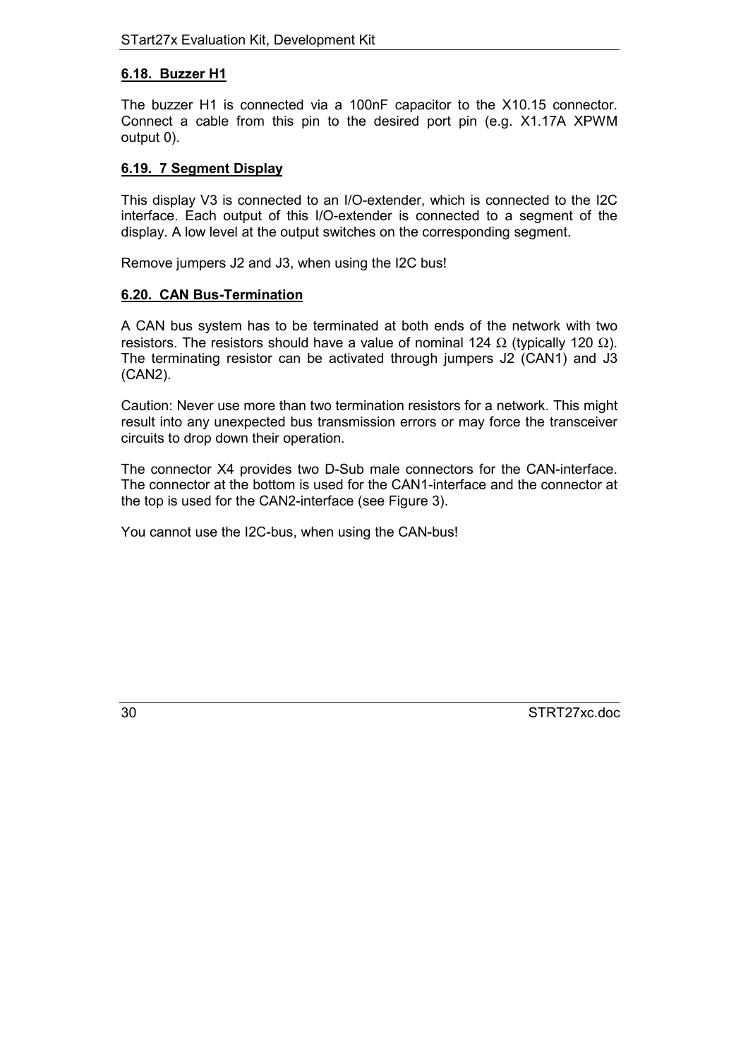### 6.18. Buzzer H1

The buzzer H1 is connected via a 100nF capacitor to the X10.15 connector. Connect a cable from this pin to the desired port pin (e.g. X1.17A XPWM output 0).

### 6.19. 7 Segment Display

This display V3 is connected to an I/O-extender, which is connected to the I2C interface. Each output of this I/O-extender is connected to a segment of the display. A low level at the output switches on the corresponding segment.

Remove jumpers J2 and J3, when using the I2C bus!

### 6.20. CAN Bus-Termination

A CAN bus system has to be terminated at both ends of the network with two resistors. The resistors should have a value of nominal 124 $\Omega$ (typically 120 $\Omega$). The terminating resistor can be activated through jumpers J2 (CAN1) and J3 (CAN2).

Caution: Never use more than two termination resistors for a network. This might result into any unexpected bus transmission errors or may force the transceiver circuits to drop down their operation.

The connector X4 provides two D-Sub male connectors for the CAN-interface. The connector at the bottom is used for the CAN1-interface and the connector at the top is used for the CAN2-interface (see Figure 3).

You cannot use the I2C-bus, when using the CAN-bus!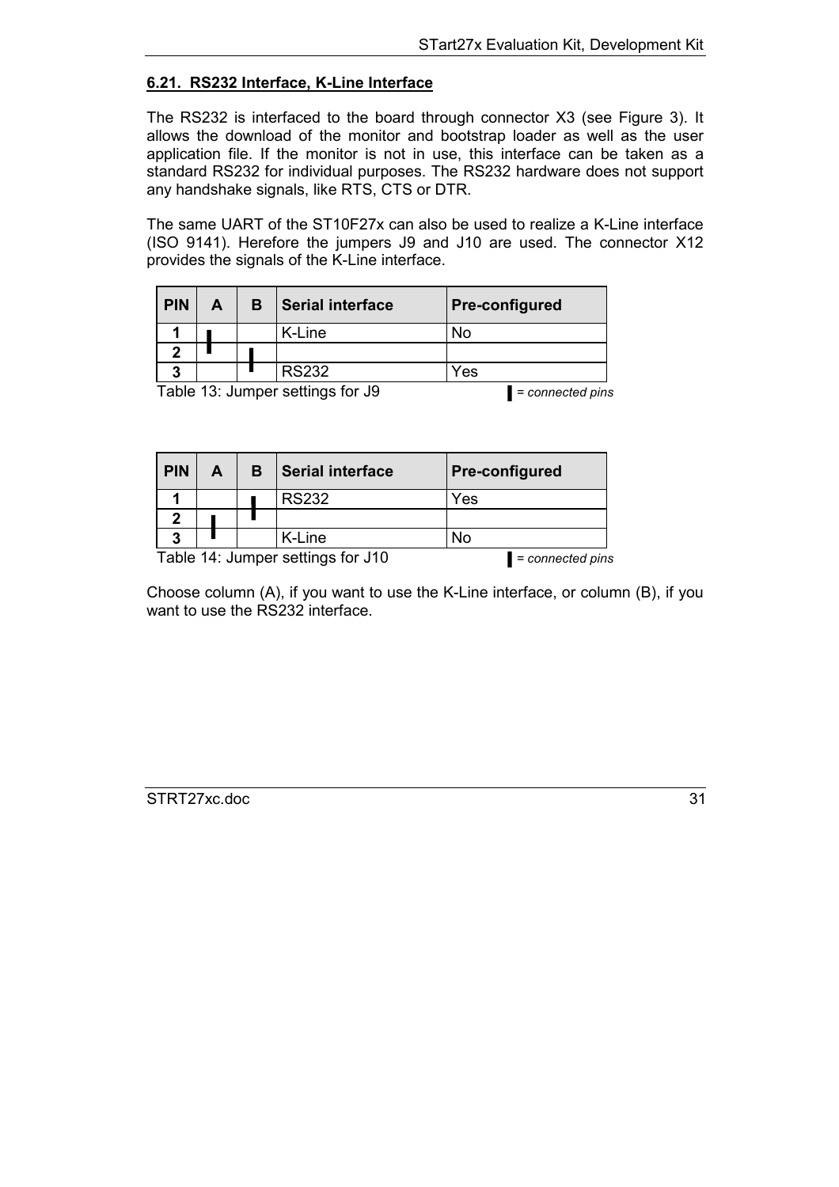## 6.21. RS232 Interface, K-Line Interface

The RS232 is interfaced to the board through connector X3 (see Figure 3). It allows the download of the monitor and bootstrap loader as well as the user application file. If the monitor is not in use, this interface can be taken as a standard RS232 for individual purposes. The RS232 hardware does not support any handshake signals, like RTS, CTS or DTR.

The same UART of the ST10F27x can also be used to realize a K-Line interface (ISO 9141). Herefore the jumpers J9 and J10 are used. The connector X12 provides the signals of the K-Line interface.

| PIN | A | B | Serial interface | Pre-configured |
|---|---|---|---|---|
| 1 | ▌ | | K-Line | No |
| 2 | ▌ | ▌ | | |
| 3 | | ▌ | RS232 | Yes |

Table 13: Jumper settings for J9 ▌ *= connected pins*

| PIN | A | B | Serial interface | Pre-configured |
|---|---|---|---|---|
| 1 | | ▌ | RS232 | Yes |
| 2 | ▌ | ▌ | | |
| 3 | ▌ | | K-Line | No |

Table 14: Jumper settings for J10 ▌ *= connected pins*

Choose column (A), if you want to use the K-Line interface, or column (B), if you want to use the RS232 interface.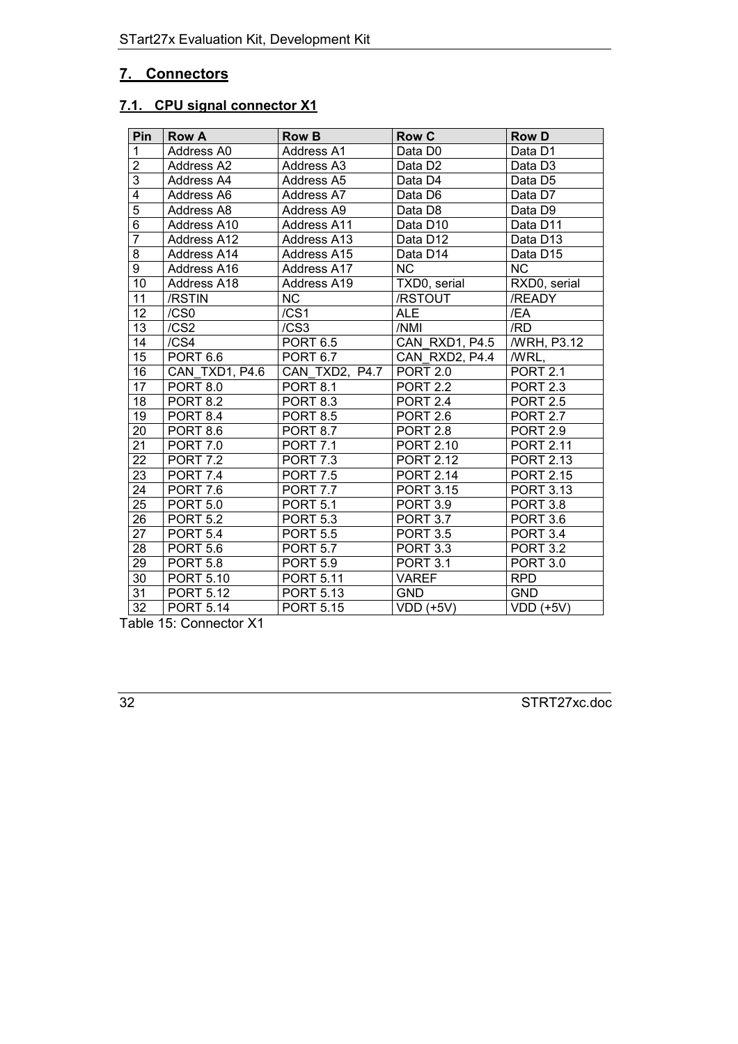# 7. Connectors

## 7.1. CPU signal connector X1

| Pin | Row A | Row B | Row C | Row D |
|---|---|---|---|---|
| 1 | Address A0 | Address A1 | Data D0 | Data D1 |
| 2 | Address A2 | Address A3 | Data D2 | Data D3 |
| 3 | Address A4 | Address A5 | Data D4 | Data D5 |
| 4 | Address A6 | Address A7 | Data D6 | Data D7 |
| 5 | Address A8 | Address A9 | Data D8 | Data D9 |
| 6 | Address A10 | Address A11 | Data D10 | Data D11 |
| 7 | Address A12 | Address A13 | Data D12 | Data D13 |
| 8 | Address A14 | Address A15 | Data D14 | Data D15 |
| 9 | Address A16 | Address A17 | NC | NC |
| 10 | Address A18 | Address A19 | TXD0, serial | RXD0, serial |
| 11 | /RSTIN | NC | /RSTOUT | /READY |
| 12 | /CS0 | /CS1 | ALE | /EA |
| 13 | /CS2 | /CS3 | /NMI | /RD |
| 14 | /CS4 | PORT 6.5 | CAN_RXD1, P4.5 | /WRH, P3.12 |
| 15 | PORT 6.6 | PORT 6.7 | CAN_RXD2, P4.4 | /WRL, |
| 16 | CAN_TXD1, P4.6 | CAN_TXD2, P4.7 | PORT 2.0 | PORT 2.1 |
| 17 | PORT 8.0 | PORT 8.1 | PORT 2.2 | PORT 2.3 |
| 18 | PORT 8.2 | PORT 8.3 | PORT 2.4 | PORT 2.5 |
| 19 | PORT 8.4 | PORT 8.5 | PORT 2.6 | PORT 2.7 |
| 20 | PORT 8.6 | PORT 8.7 | PORT 2.8 | PORT 2.9 |
| 21 | PORT 7.0 | PORT 7.1 | PORT 2.10 | PORT 2.11 |
| 22 | PORT 7.2 | PORT 7.3 | PORT 2.12 | PORT 2.13 |
| 23 | PORT 7.4 | PORT 7.5 | PORT 2.14 | PORT 2.15 |
| 24 | PORT 7.6 | PORT 7.7 | PORT 3.15 | PORT 3.13 |
| 25 | PORT 5.0 | PORT 5.1 | PORT 3.9 | PORT 3.8 |
| 26 | PORT 5.2 | PORT 5.3 | PORT 3.7 | PORT 3.6 |
| 27 | PORT 5.4 | PORT 5.5 | PORT 3.5 | PORT 3.4 |
| 28 | PORT 5.6 | PORT 5.7 | PORT 3.3 | PORT 3.2 |
| 29 | PORT 5.8 | PORT 5.9 | PORT 3.1 | PORT 3.0 |
| 30 | PORT 5.10 | PORT 5.11 | VAREF | RPD |
| 31 | PORT 5.12 | PORT 5.13 | GND | GND |
| 32 | PORT 5.14 | PORT 5.15 | VDD (+5V) | VDD (+5V) |

Table 15: Connector X1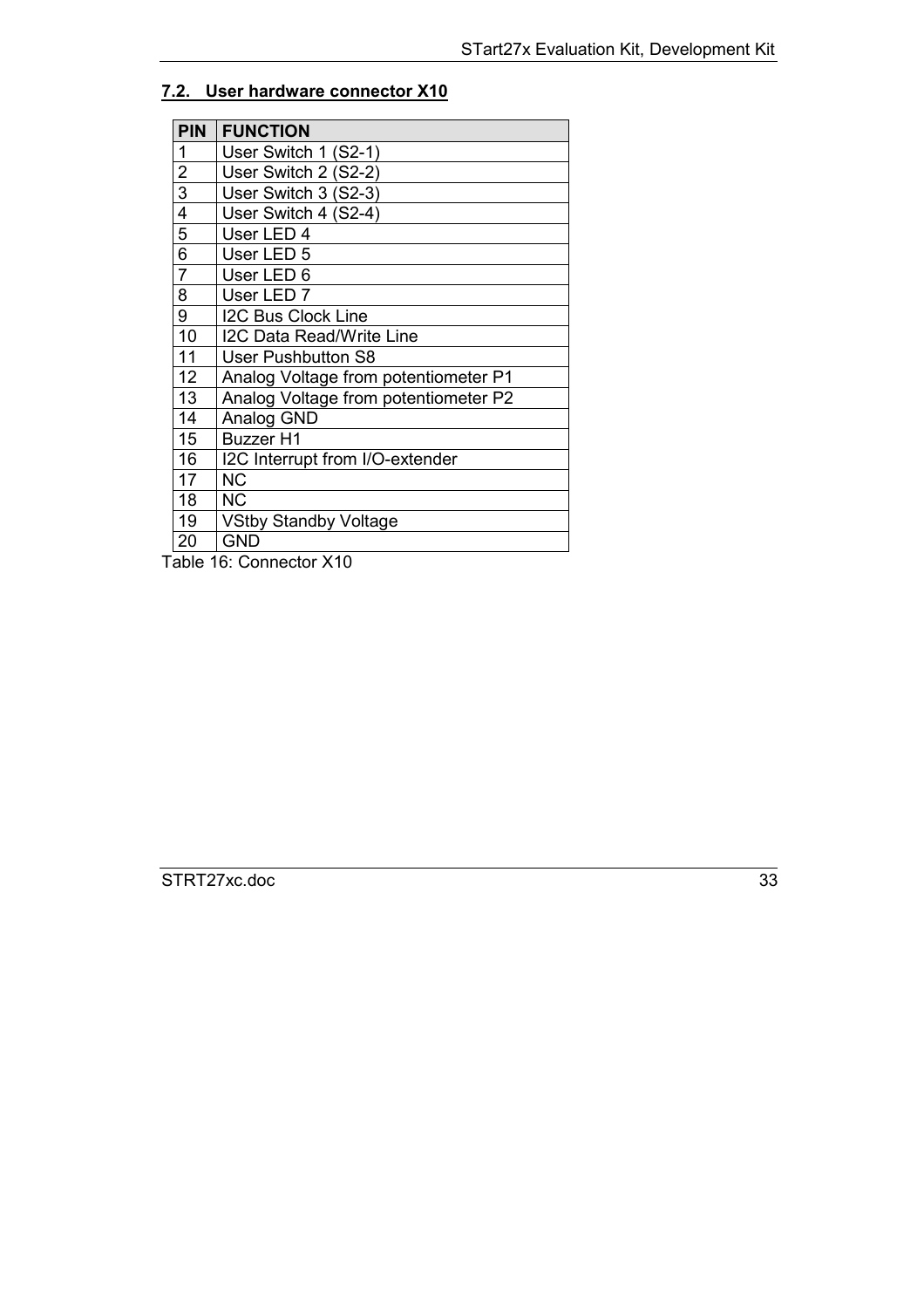## 7.2. User hardware connector X10

| PIN | FUNCTION |
|---|---|
| 1 | User Switch 1 (S2-1) |
| 2 | User Switch 2 (S2-2) |
| 3 | User Switch 3 (S2-3) |
| 4 | User Switch 4 (S2-4) |
| 5 | User LED 4 |
| 6 | User LED 5 |
| 7 | User LED 6 |
| 8 | User LED 7 |
| 9 | I2C Bus Clock Line |
| 10 | I2C Data Read/Write Line |
| 11 | User Pushbutton S8 |
| 12 | Analog Voltage from potentiometer P1 |
| 13 | Analog Voltage from potentiometer P2 |
| 14 | Analog GND |
| 15 | Buzzer H1 |
| 16 | I2C Interrupt from I/O-extender |
| 17 | NC |
| 18 | NC |
| 19 | VStby Standby Voltage |
| 20 | GND |

Table 16: Connector X10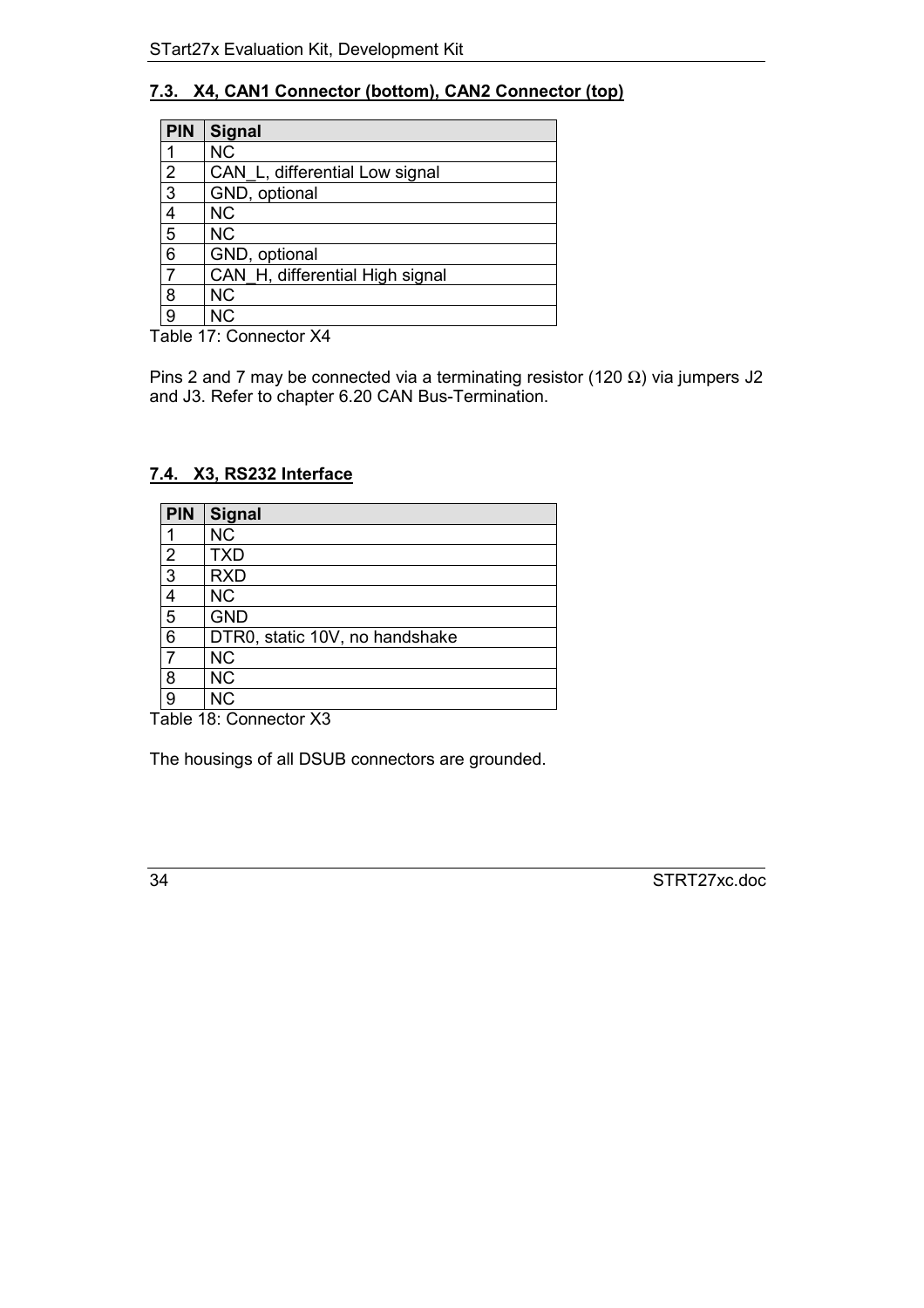### 7.3. X4, CAN1 Connector (bottom), CAN2 Connector (top)

| PIN | Signal |
|---|---|
| 1 | NC |
| 2 | CAN_L, differential Low signal |
| 3 | GND, optional |
| 4 | NC |
| 5 | NC |
| 6 | GND, optional |
| 7 | CAN_H, differential High signal |
| 8 | NC |
| 9 | NC |

Table 17: Connector X4

Pins 2 and 7 may be connected via a terminating resistor (120 Ω) via jumpers J2 and J3. Refer to chapter 6.20 CAN Bus-Termination.

### 7.4. X3, RS232 Interface

| PIN | Signal |
|---|---|
| 1 | NC |
| 2 | TXD |
| 3 | RXD |
| 4 | NC |
| 5 | GND |
| 6 | DTR0, static 10V, no handshake |
| 7 | NC |
| 8 | NC |
| 9 | NC |

Table 18: Connector X3

The housings of all DSUB connectors are grounded.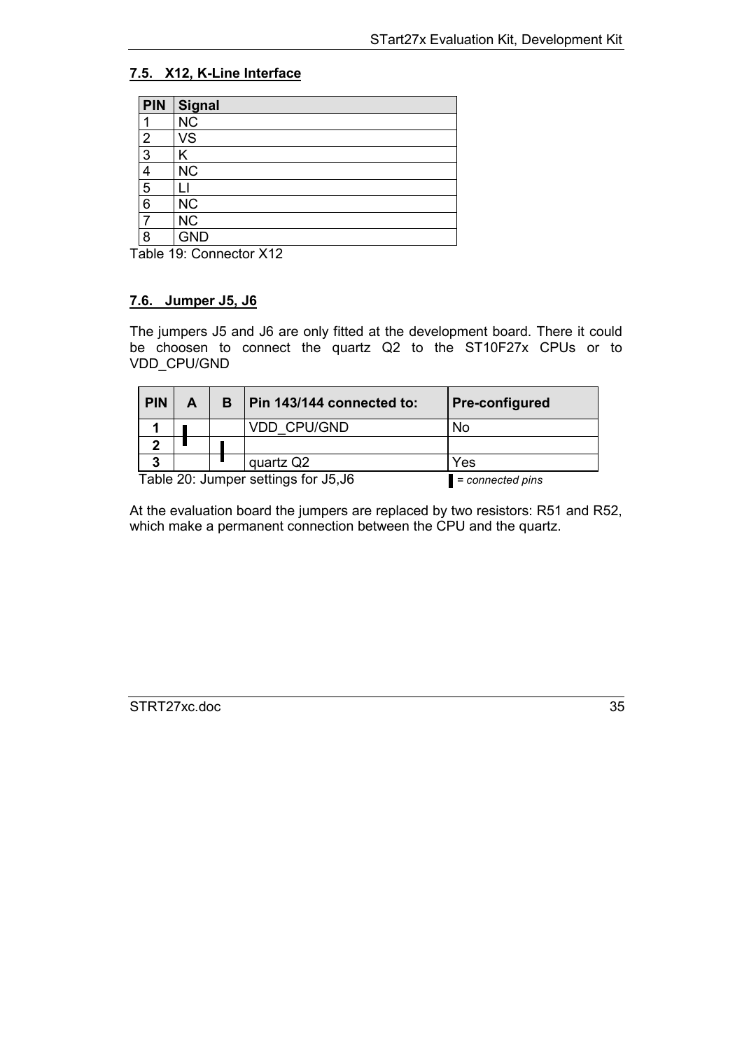## 7.5. X12, K-Line Interface

| PIN | Signal |
|---|---|
| 1 | NC |
| 2 | VS |
| 3 | K |
| 4 | NC |
| 5 | LI |
| 6 | NC |
| 7 | NC |
| 8 | GND |

Table 19: Connector X12

## 7.6. Jumper J5, J6

The jumpers J5 and J6 are only fitted at the development board. There it could be choosen to connect the quartz Q2 to the ST10F27x CPUs or to VDD_CPU/GND

| PIN | A | B | Pin 143/144 connected to: | Pre-configured |
|---|---|---|---|---|
| **1** | ▌ | | VDD_CPU/GND | No |
| **2** | ▌ | ▌ | | |
| **3** | | ▌ | quartz Q2 | Yes |

Table 20: Jumper settings for J5,J6

▌ *= connected pins*

At the evaluation board the jumpers are replaced by two resistors: R51 and R52, which make a permanent connection between the CPU and the quartz.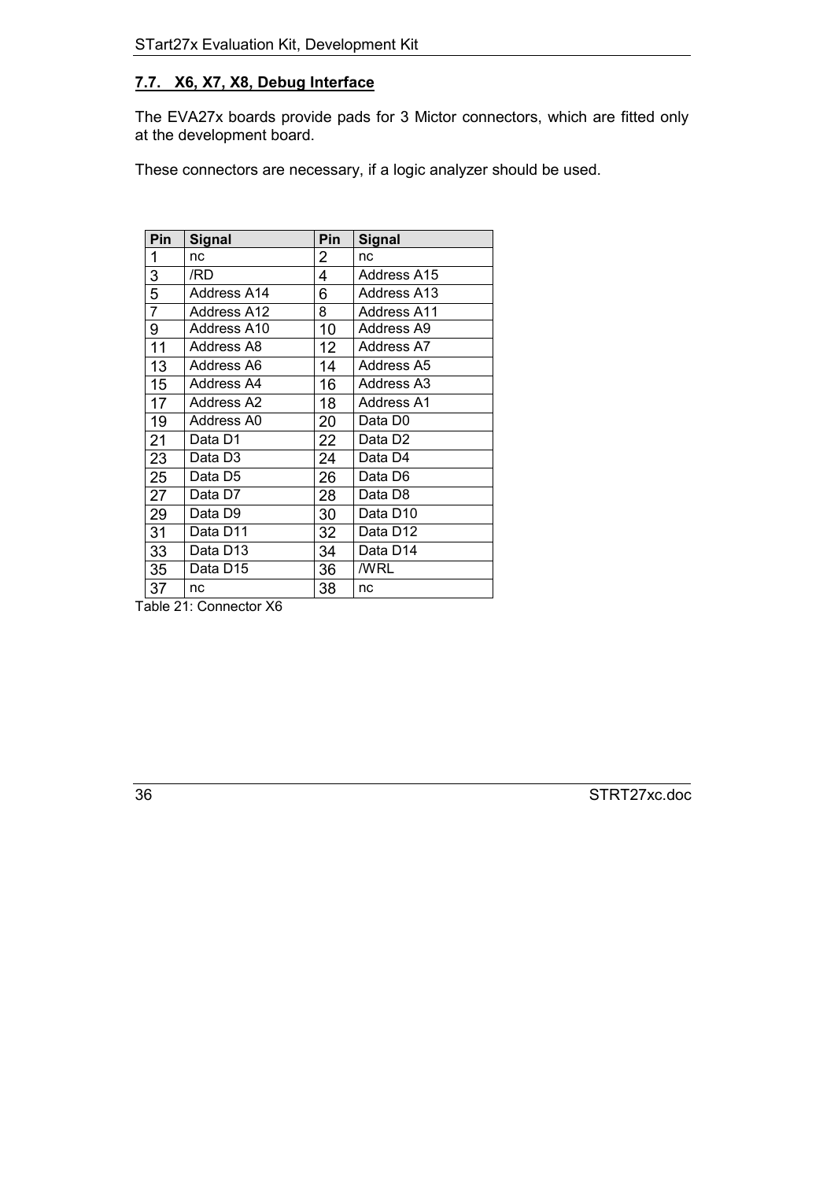## 7.7. X6, X7, X8, Debug Interface

The EVA27x boards provide pads for 3 Mictor connectors, which are fitted only at the development board.

These connectors are necessary, if a logic analyzer should be used.

| Pin | Signal | Pin | Signal |
|---|---|---|---|
| 1 | nc | 2 | nc |
| 3 | /RD | 4 | Address A15 |
| 5 | Address A14 | 6 | Address A13 |
| 7 | Address A12 | 8 | Address A11 |
| 9 | Address A10 | 10 | Address A9 |
| 11 | Address A8 | 12 | Address A7 |
| 13 | Address A6 | 14 | Address A5 |
| 15 | Address A4 | 16 | Address A3 |
| 17 | Address A2 | 18 | Address A1 |
| 19 | Address A0 | 20 | Data D0 |
| 21 | Data D1 | 22 | Data D2 |
| 23 | Data D3 | 24 | Data D4 |
| 25 | Data D5 | 26 | Data D6 |
| 27 | Data D7 | 28 | Data D8 |
| 29 | Data D9 | 30 | Data D10 |
| 31 | Data D11 | 32 | Data D12 |
| 33 | Data D13 | 34 | Data D14 |
| 35 | Data D15 | 36 | /WRL |
| 37 | nc | 38 | nc |

Table 21: Connector X6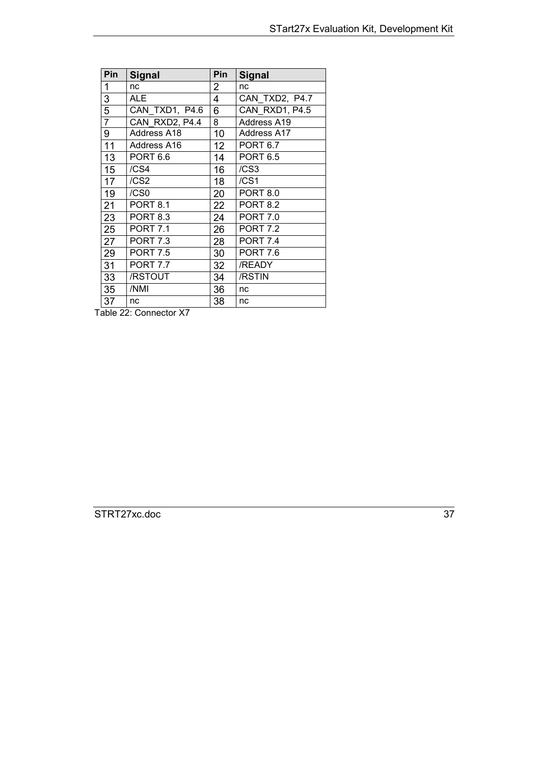| Pin | Signal | Pin | Signal |
|---|---|---|---|
| 1 | nc | 2 | nc |
| 3 | ALE | 4 | CAN_TXD2, P4.7 |
| 5 | CAN_TXD1, P4.6 | 6 | CAN_RXD1, P4.5 |
| 7 | CAN_RXD2, P4.4 | 8 | Address A19 |
| 9 | Address A18 | 10 | Address A17 |
| 11 | Address A16 | 12 | PORT 6.7 |
| 13 | PORT 6.6 | 14 | PORT 6.5 |
| 15 | /CS4 | 16 | /CS3 |
| 17 | /CS2 | 18 | /CS1 |
| 19 | /CS0 | 20 | PORT 8.0 |
| 21 | PORT 8.1 | 22 | PORT 8.2 |
| 23 | PORT 8.3 | 24 | PORT 7.0 |
| 25 | PORT 7.1 | 26 | PORT 7.2 |
| 27 | PORT 7.3 | 28 | PORT 7.4 |
| 29 | PORT 7.5 | 30 | PORT 7.6 |
| 31 | PORT 7.7 | 32 | /READY |
| 33 | /RSTOUT | 34 | /RSTIN |
| 35 | /NMI | 36 | nc |
| 37 | nc | 38 | nc |

Table 22: Connector X7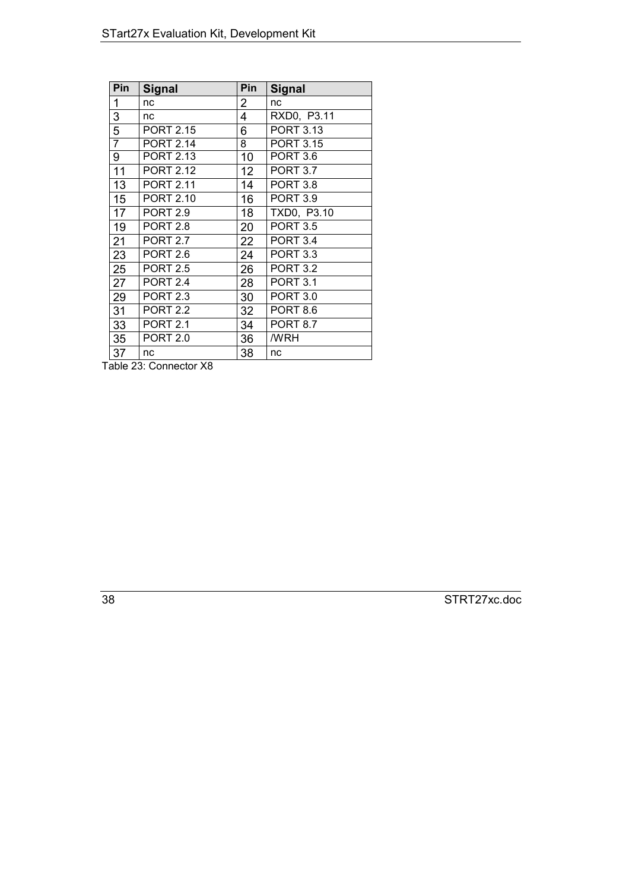| Pin | Signal | Pin | Signal |
|---|---|---|---|
| 1 | nc | 2 | nc |
| 3 | nc | 4 | RXD0, P3.11 |
| 5 | PORT 2.15 | 6 | PORT 3.13 |
| 7 | PORT 2.14 | 8 | PORT 3.15 |
| 9 | PORT 2.13 | 10 | PORT 3.6 |
| 11 | PORT 2.12 | 12 | PORT 3.7 |
| 13 | PORT 2.11 | 14 | PORT 3.8 |
| 15 | PORT 2.10 | 16 | PORT 3.9 |
| 17 | PORT 2.9 | 18 | TXD0, P3.10 |
| 19 | PORT 2.8 | 20 | PORT 3.5 |
| 21 | PORT 2.7 | 22 | PORT 3.4 |
| 23 | PORT 2.6 | 24 | PORT 3.3 |
| 25 | PORT 2.5 | 26 | PORT 3.2 |
| 27 | PORT 2.4 | 28 | PORT 3.1 |
| 29 | PORT 2.3 | 30 | PORT 3.0 |
| 31 | PORT 2.2 | 32 | PORT 8.6 |
| 33 | PORT 2.1 | 34 | PORT 8.7 |
| 35 | PORT 2.0 | 36 | /WRH |
| 37 | nc | 38 | nc |

Table 23: Connector X8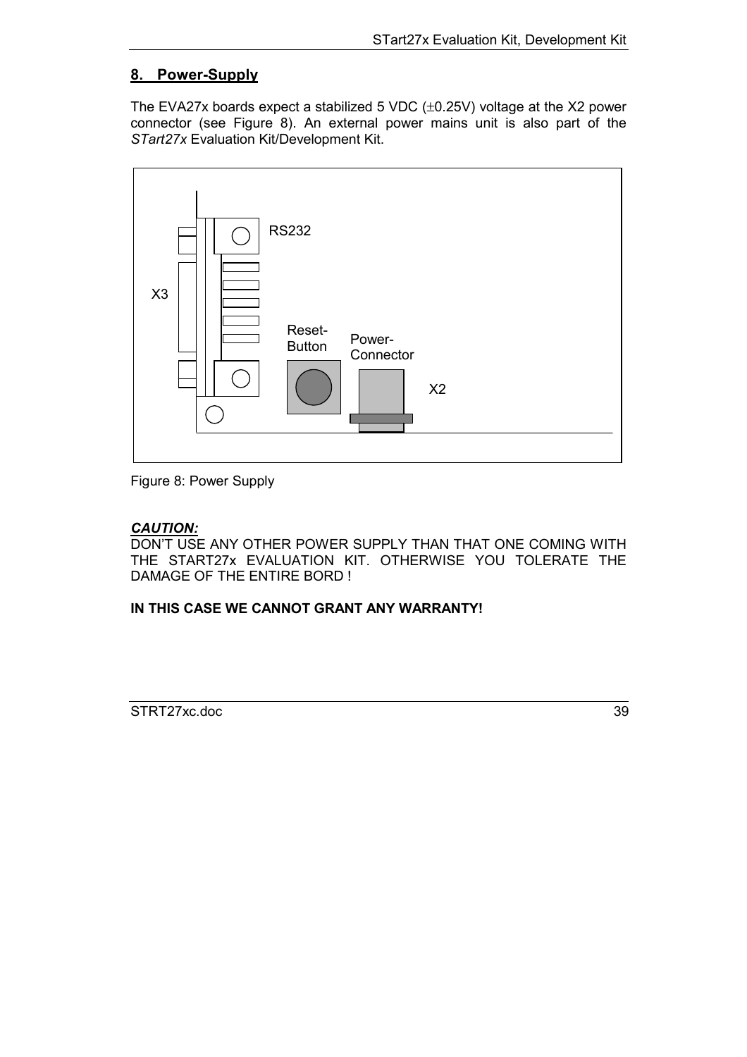## 8. Power-Supply

The EVA27x boards expect a stabilized 5 VDC (±0.25V) voltage at the X2 power connector (see Figure 8). An external power mains unit is also part of the *STart27x* Evaluation Kit/Development Kit.

Figure 8: Power Supply

***CAUTION:***

DON'T USE ANY OTHER POWER SUPPLY THAN THAT ONE COMING WITH THE START27x EVALUATION KIT. OTHERWISE YOU TOLERATE THE DAMAGE OF THE ENTIRE BORD !

**IN THIS CASE WE CANNOT GRANT ANY WARRANTY!**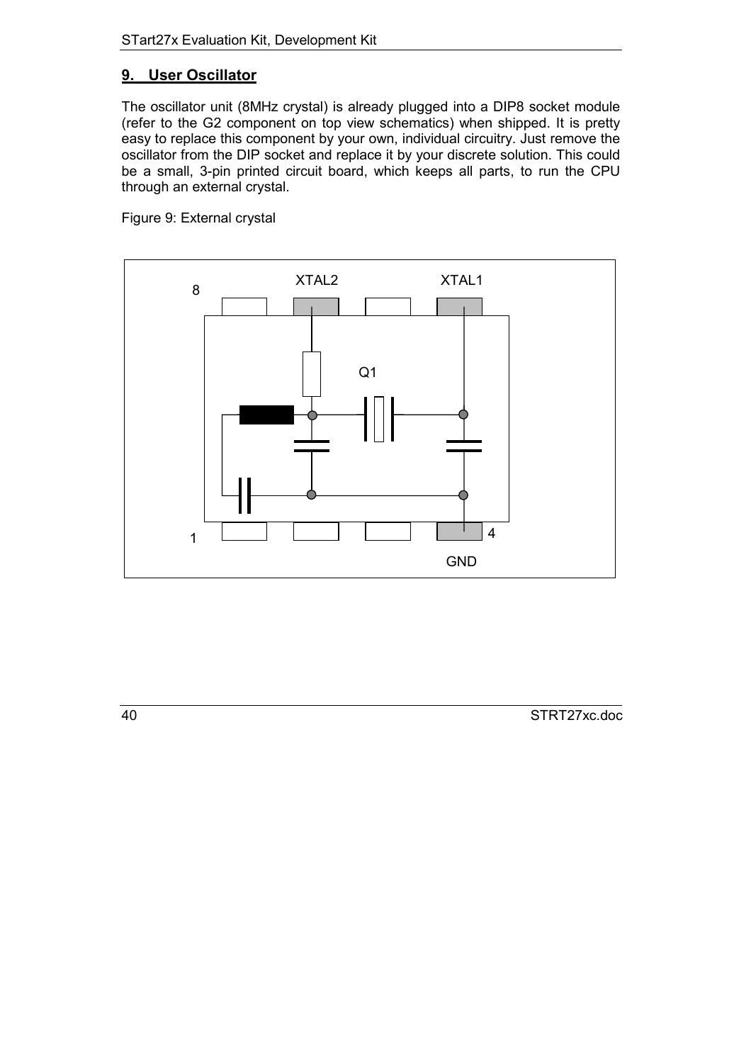## 9. User Oscillator

The oscillator unit (8MHz crystal) is already plugged into a DIP8 socket module (refer to the G2 component on top view schematics) when shipped. It is pretty easy to replace this component by your own, individual circuitry. Just remove the oscillator from the DIP socket and replace it by your discrete solution. This could be a small, 3-pin printed circuit board, which keeps all parts, to run the CPU through an external crystal.

Figure 9: External crystal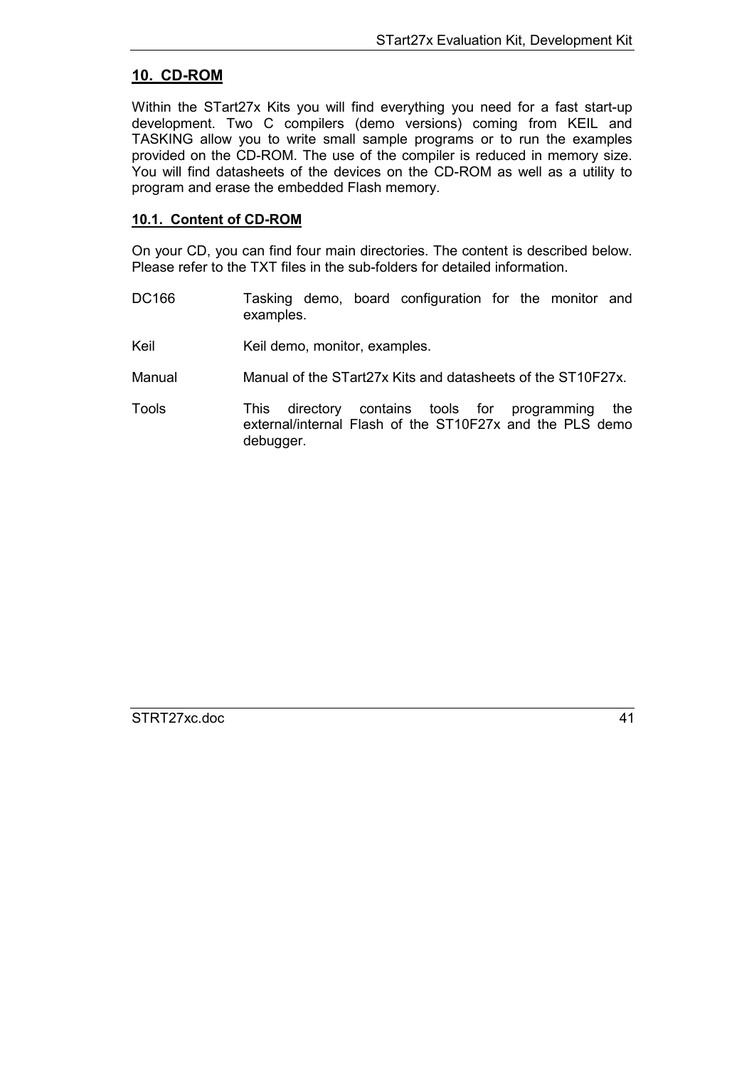## 10. CD-ROM

Within the STart27x Kits you will find everything you need for a fast start-up development. Two C compilers (demo versions) coming from KEIL and TASKING allow you to write small sample programs or to run the examples provided on the CD-ROM. The use of the compiler is reduced in memory size. You will find datasheets of the devices on the CD-ROM as well as a utility to program and erase the embedded Flash memory.

### 10.1. Content of CD-ROM

On your CD, you can find four main directories. The content is described below. Please refer to the TXT files in the sub-folders for detailed information.

| | |
|---|---|
| DC166 | Tasking demo, board configuration for the monitor and examples. |
| Keil | Keil demo, monitor, examples. |
| Manual | Manual of the STart27x Kits and datasheets of the ST10F27x. |
| Tools | This directory contains tools for programming the external/internal Flash of the ST10F27x and the PLS demo debugger. |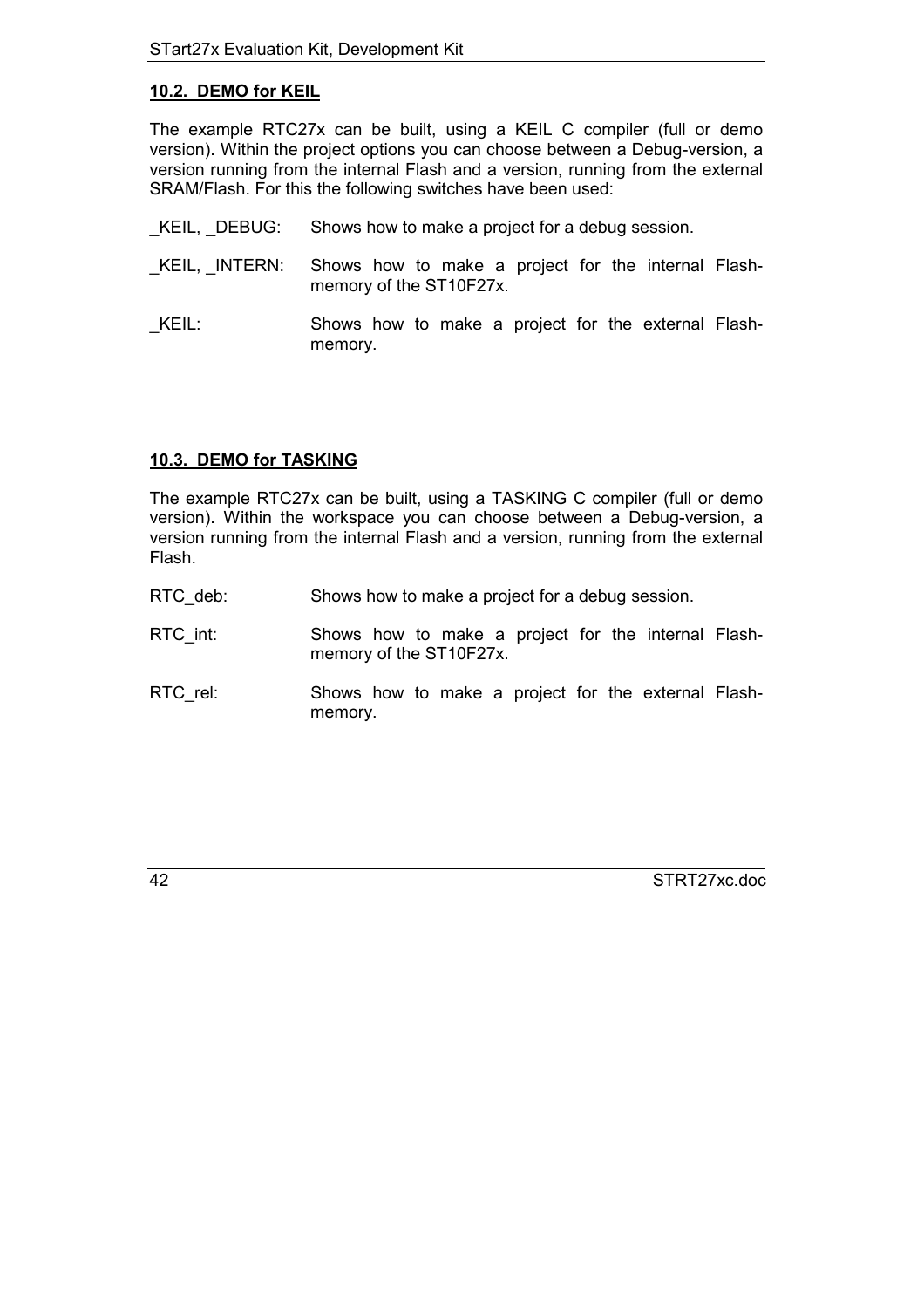## 10.2. DEMO for KEIL

The example RTC27x can be built, using a KEIL C compiler (full or demo version). Within the project options you can choose between a Debug-version, a version running from the internal Flash and a version, running from the external SRAM/Flash. For this the following switches have been used:

_KEIL, _DEBUG: Shows how to make a project for a debug session.

_KEIL, _INTERN: Shows how to make a project for the internal Flash-memory of the ST10F27x.

_KEIL: Shows how to make a project for the external Flash-memory.

## 10.3. DEMO for TASKING

The example RTC27x can be built, using a TASKING C compiler (full or demo version). Within the workspace you can choose between a Debug-version, a version running from the internal Flash and a version, running from the external Flash.

RTC_deb: Shows how to make a project for a debug session.

RTC_int: Shows how to make a project for the internal Flash-memory of the ST10F27x.

RTC_rel: Shows how to make a project for the external Flash-memory.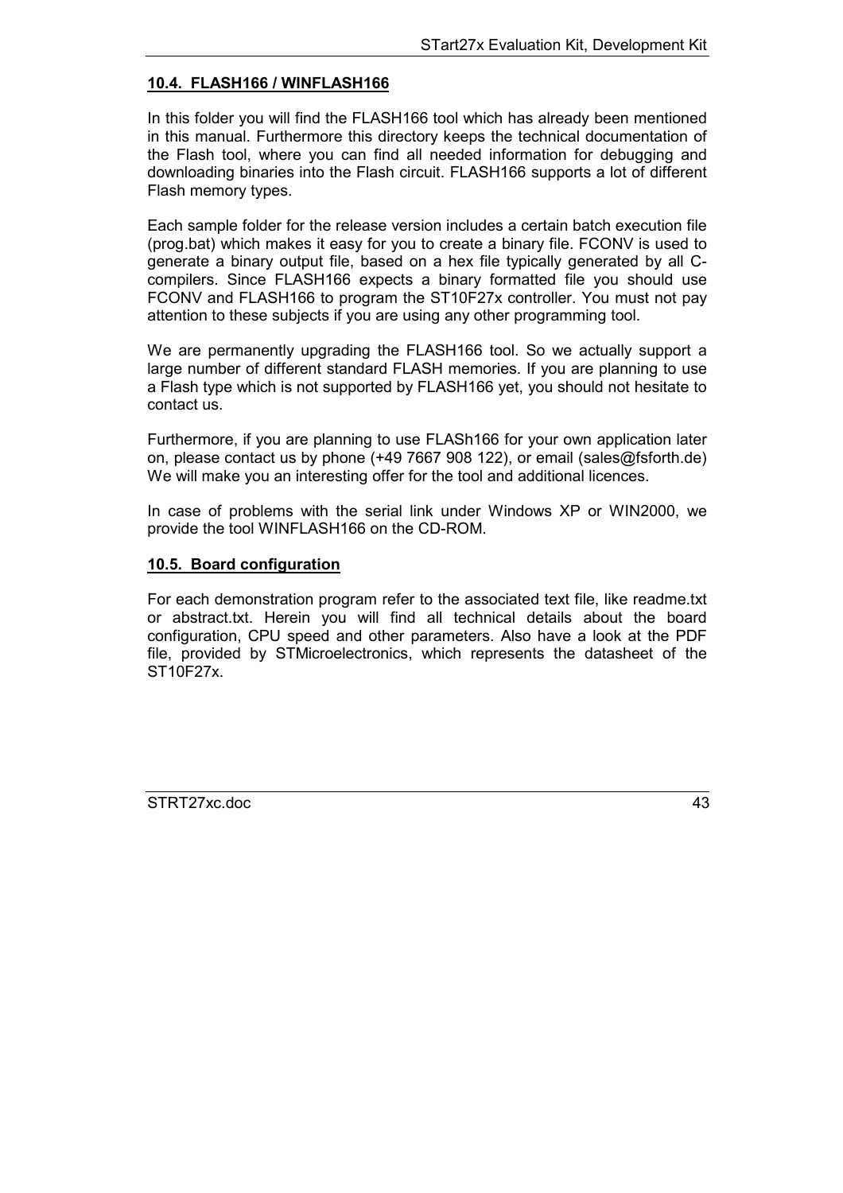### 10.4. FLASH166 / WINFLASH166

In this folder you will find the FLASH166 tool which has already been mentioned in this manual. Furthermore this directory keeps the technical documentation of the Flash tool, where you can find all needed information for debugging and downloading binaries into the Flash circuit. FLASH166 supports a lot of different Flash memory types.

Each sample folder for the release version includes a certain batch execution file (prog.bat) which makes it easy for you to create a binary file. FCONV is used to generate a binary output file, based on a hex file typically generated by all C-compilers. Since FLASH166 expects a binary formatted file you should use FCONV and FLASH166 to program the ST10F27x controller. You must not pay attention to these subjects if you are using any other programming tool.

We are permanently upgrading the FLASH166 tool. So we actually support a large number of different standard FLASH memories. If you are planning to use a Flash type which is not supported by FLASH166 yet, you should not hesitate to contact us.

Furthermore, if you are planning to use FLASh166 for your own application later on, please contact us by phone (+49 7667 908 122), or email (sales@fsforth.de) We will make you an interesting offer for the tool and additional licences.

In case of problems with the serial link under Windows XP or WIN2000, we provide the tool WINFLASH166 on the CD-ROM.

### 10.5. Board configuration

For each demonstration program refer to the associated text file, like readme.txt or abstract.txt. Herein you will find all technical details about the board configuration, CPU speed and other parameters. Also have a look at the PDF file, provided by STMicroelectronics, which represents the datasheet of the ST10F27x.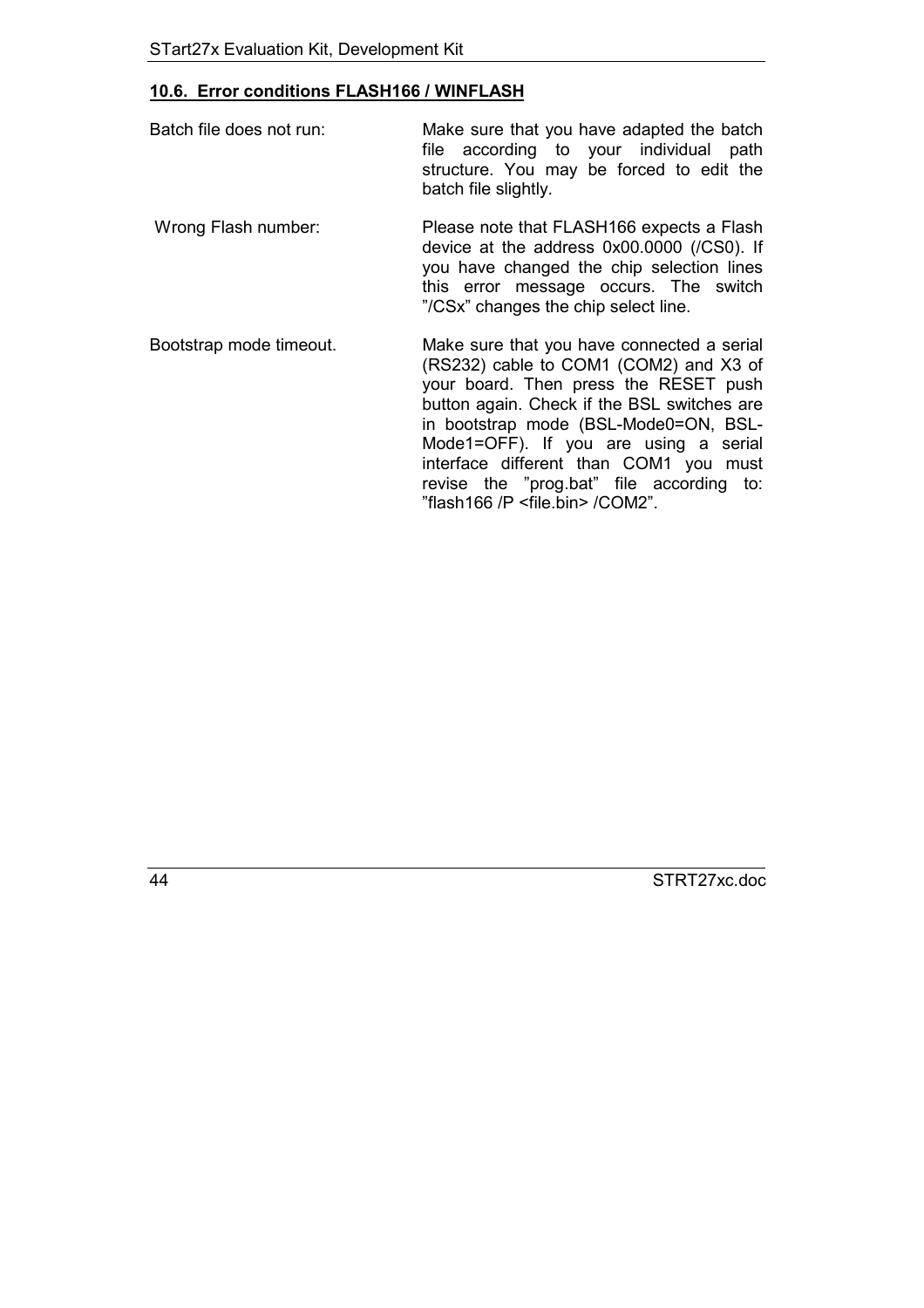## 10.6. Error conditions FLASH166 / WINFLASH

| | |
|---|---|
| Batch file does not run: | Make sure that you have adapted the batch file according to your individual path structure. You may be forced to edit the batch file slightly. |
| Wrong Flash number: | Please note that FLASH166 expects a Flash device at the address 0x00.0000 (/CS0). If you have changed the chip selection lines this error message occurs. The switch ”/CSx” changes the chip select line. |
| Bootstrap mode timeout. | Make sure that you have connected a serial (RS232) cable to COM1 (COM2) and X3 of your board. Then press the RESET push button again. Check if the BSL switches are in bootstrap mode (BSL-Mode0=ON, BSL-Mode1=OFF). If you are using a serial interface different than COM1 you must revise the ”prog.bat” file according to: ”flash166 /P <file.bin> /COM2”. |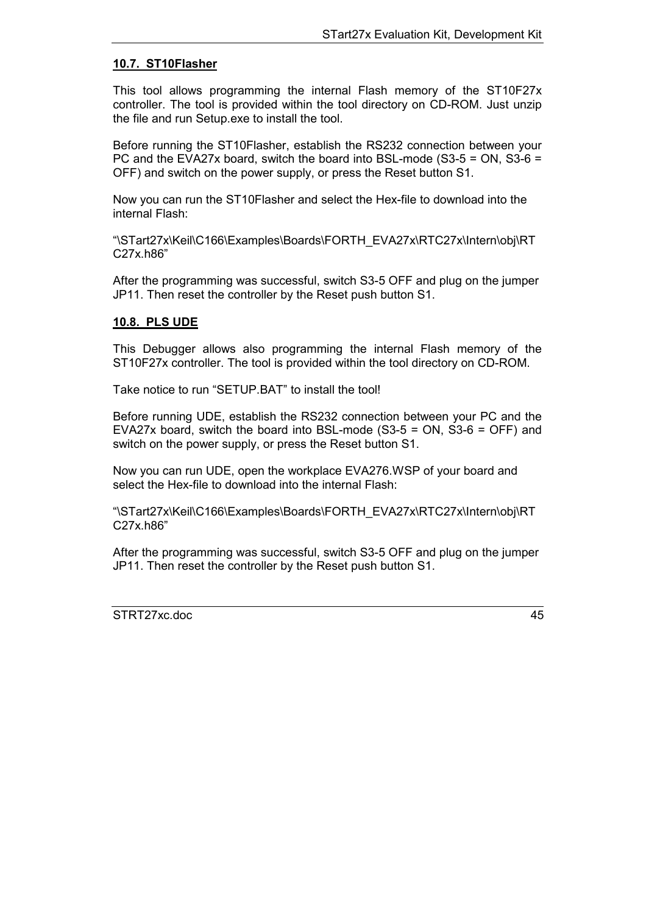## 10.7. ST10Flasher

This tool allows programming the internal Flash memory of the ST10F27x controller. The tool is provided within the tool directory on CD-ROM. Just unzip the file and run Setup.exe to install the tool.

Before running the ST10Flasher, establish the RS232 connection between your PC and the EVA27x board, switch the board into BSL-mode (S3-5 = ON, S3-6 = OFF) and switch on the power supply, or press the Reset button S1.

Now you can run the ST10Flasher and select the Hex-file to download into the internal Flash:

"\STart27x\Keil\C166\Examples\Boards\FORTH_EVA27x\RTC27x\Intern\obj\RTC27x.h86"

After the programming was successful, switch S3-5 OFF and plug on the jumper JP11. Then reset the controller by the Reset push button S1.

## 10.8. PLS UDE

This Debugger allows also programming the internal Flash memory of the ST10F27x controller. The tool is provided within the tool directory on CD-ROM.

Take notice to run "SETUP.BAT" to install the tool!

Before running UDE, establish the RS232 connection between your PC and the EVA27x board, switch the board into BSL-mode (S3-5 = ON, S3-6 = OFF) and switch on the power supply, or press the Reset button S1.

Now you can run UDE, open the workplace EVA276.WSP of your board and select the Hex-file to download into the internal Flash:

"\STart27x\Keil\C166\Examples\Boards\FORTH_EVA27x\RTC27x\Intern\obj\RTC27x.h86"

After the programming was successful, switch S3-5 OFF and plug on the jumper JP11. Then reset the controller by the Reset push button S1.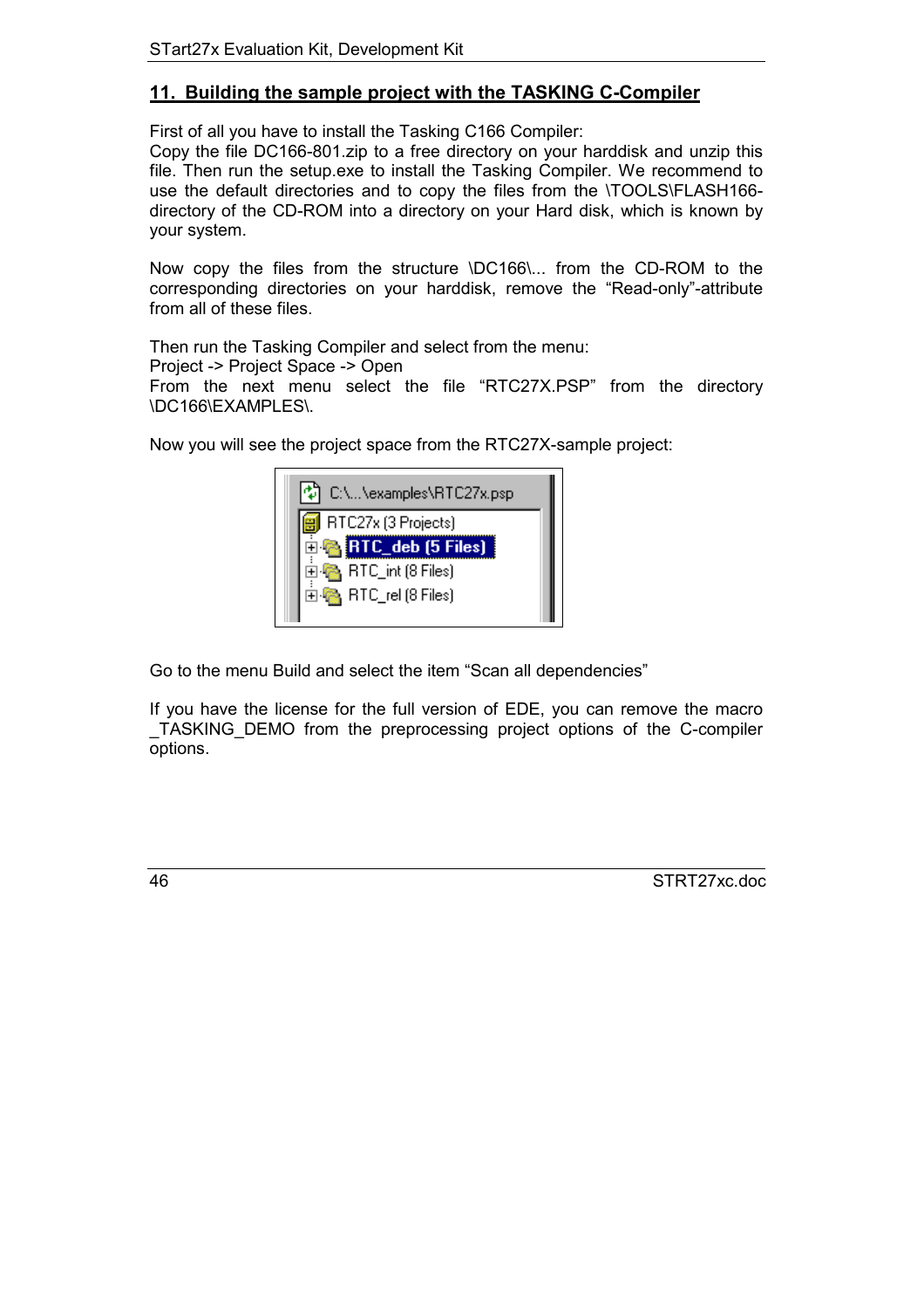## 11. Building the sample project with the TASKING C-Compiler

First of all you have to install the Tasking C166 Compiler:
Copy the file DC166-801.zip to a free directory on your harddisk and unzip this file. Then run the setup.exe to install the Tasking Compiler. We recommend to use the default directories and to copy the files from the \TOOLS\FLASH166-directory of the CD-ROM into a directory on your Hard disk, which is known by your system.

Now copy the files from the structure \DC166\... from the CD-ROM to the corresponding directories on your harddisk, remove the “Read-only”-attribute from all of these files.

Then run the Tasking Compiler and select from the menu:
Project -> Project Space -> Open
From the next menu select the file “RTC27X.PSP” from the directory \DC166\EXAMPLES\.

Now you will see the project space from the RTC27X-sample project:

```
C:\...\examples\RTC27x.psp
RTC27x (3 Projects)
⊞ RTC_deb (5 Files)
⊞ RTC_int (8 Files)
⊞ RTC_rel (8 Files)
```

Go to the menu Build and select the item “Scan all dependencies”

If you have the license for the full version of EDE, you can remove the macro _TASKING_DEMO from the preprocessing project options of the C-compiler options.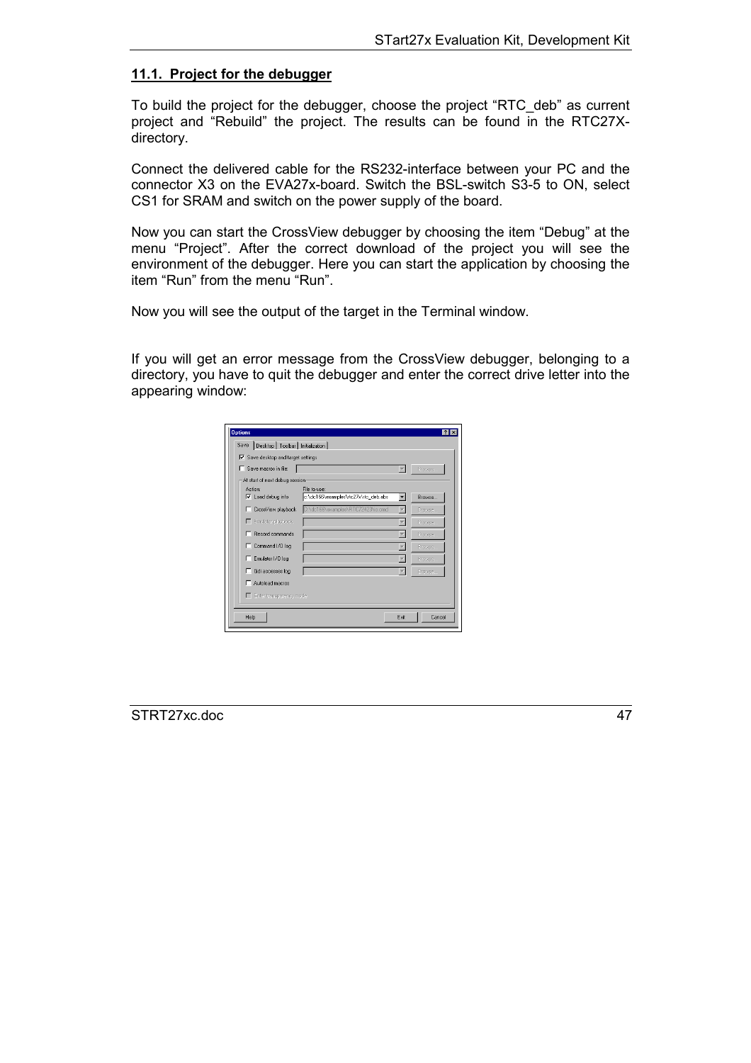## 11.1. Project for the debugger

To build the project for the debugger, choose the project “RTC_deb” as current project and “Rebuild” the project. The results can be found in the RTC27X-directory.

Connect the delivered cable for the RS232-interface between your PC and the connector X3 on the EVA27x-board. Switch the BSL-switch S3-5 to ON, select CS1 for SRAM and switch on the power supply of the board.

Now you can start the CrossView debugger by choosing the item “Debug” at the menu “Project”. After the correct download of the project you will see the environment of the debugger. Here you can start the application by choosing the item “Run” from the menu “Run”.

Now you will see the output of the target in the Terminal window.

If you will get an error message from the CrossView debugger, belonging to a directory, you have to quit the debugger and enter the correct drive letter into the appearing window: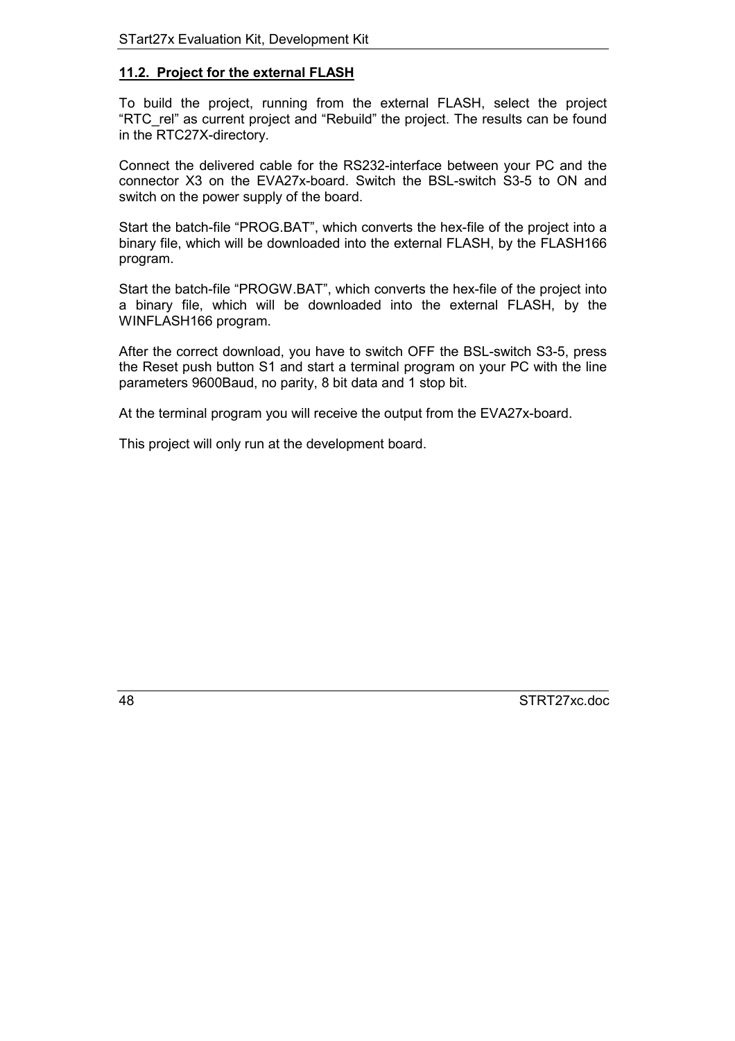## 11.2. Project for the external FLASH

To build the project, running from the external FLASH, select the project “RTC_rel” as current project and “Rebuild” the project. The results can be found in the RTC27X-directory.

Connect the delivered cable for the RS232-interface between your PC and the connector X3 on the EVA27x-board. Switch the BSL-switch S3-5 to ON and switch on the power supply of the board.

Start the batch-file “PROG.BAT”, which converts the hex-file of the project into a binary file, which will be downloaded into the external FLASH, by the FLASH166 program.

Start the batch-file “PROGW.BAT”, which converts the hex-file of the project into a binary file, which will be downloaded into the external FLASH, by the WINFLASH166 program.

After the correct download, you have to switch OFF the BSL-switch S3-5, press the Reset push button S1 and start a terminal program on your PC with the line parameters 9600Baud, no parity, 8 bit data and 1 stop bit.

At the terminal program you will receive the output from the EVA27x-board.

This project will only run at the development board.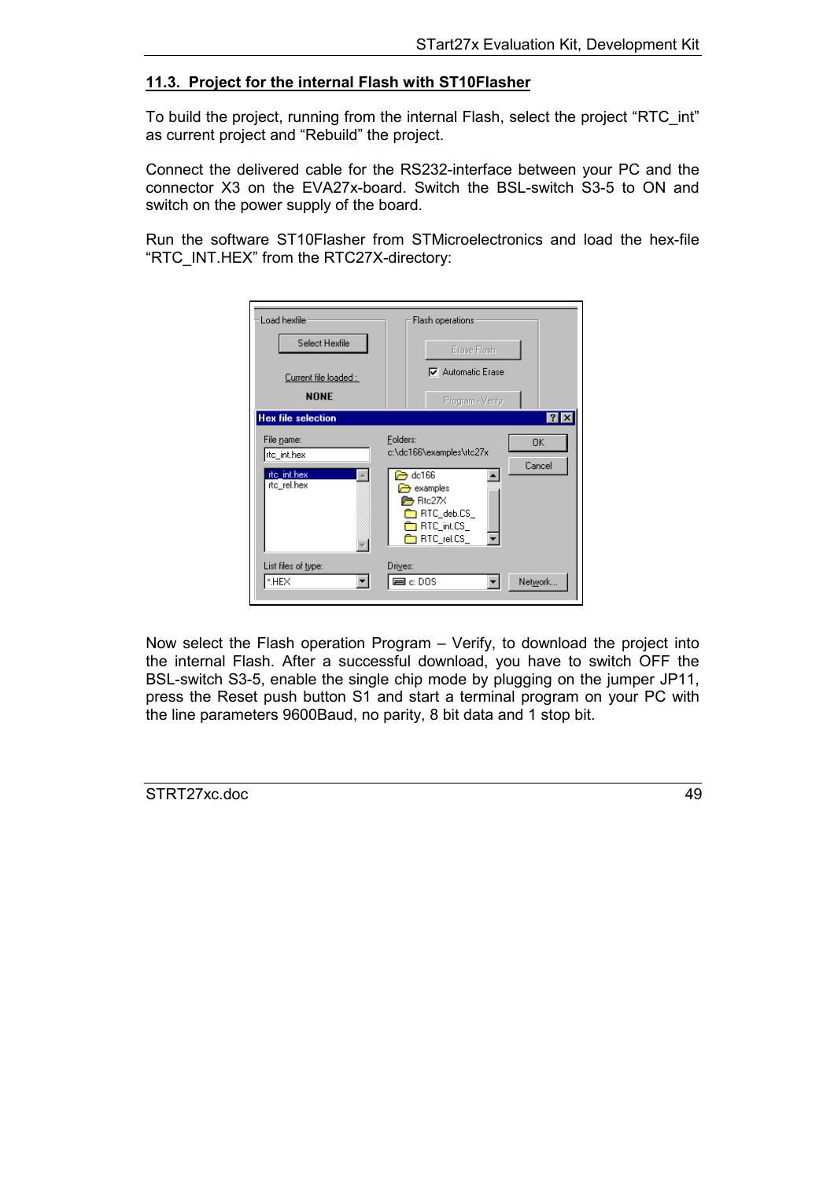## 11.3. Project for the internal Flash with ST10Flasher

To build the project, running from the internal Flash, select the project “RTC_int” as current project and “Rebuild” the project.

Connect the delivered cable for the RS232-interface between your PC and the connector X3 on the EVA27x-board. Switch the BSL-switch S3-5 to ON and switch on the power supply of the board.

Run the software ST10Flasher from STMicroelectronics and load the hex-file “RTC_INT.HEX” from the RTC27X-directory:

Now select the Flash operation Program – Verify, to download the project into the internal Flash. After a successful download, you have to switch OFF the BSL-switch S3-5, enable the single chip mode by plugging on the jumper JP11, press the Reset push button S1 and start a terminal program on your PC with the line parameters 9600Baud, no parity, 8 bit data and 1 stop bit.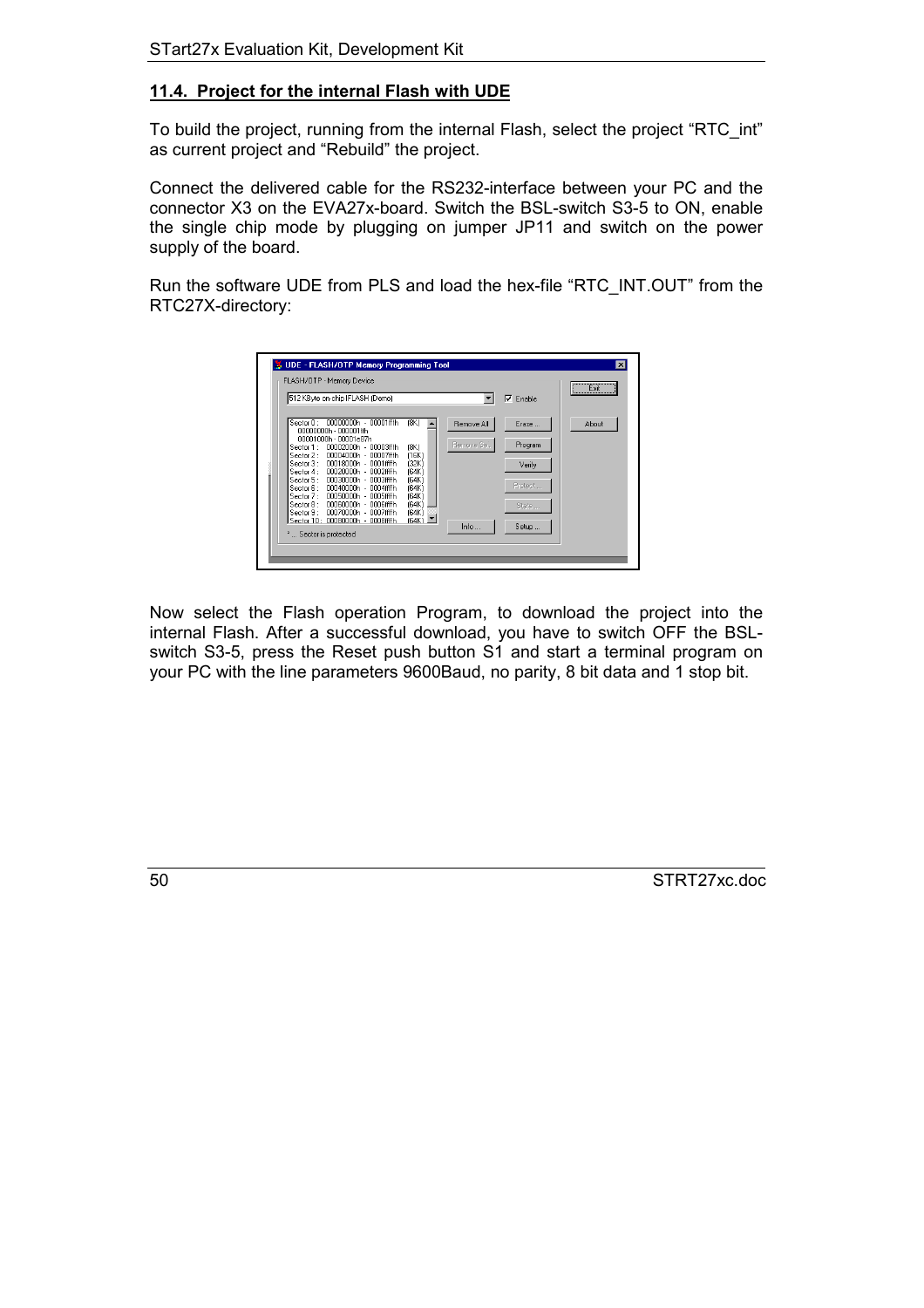## 11.4. Project for the internal Flash with UDE

To build the project, running from the internal Flash, select the project “RTC_int” as current project and “Rebuild” the project.

Connect the delivered cable for the RS232-interface between your PC and the connector X3 on the EVA27x-board. Switch the BSL-switch S3-5 to ON, enable the single chip mode by plugging on jumper JP11 and switch on the power supply of the board.

Run the software UDE from PLS and load the hex-file “RTC_INT.OUT” from the RTC27X-directory:

Now select the Flash operation Program, to download the project into the internal Flash. After a successful download, you have to switch OFF the BSL-switch S3-5, press the Reset push button S1 and start a terminal program on your PC with the line parameters 9600Baud, no parity, 8 bit data and 1 stop bit.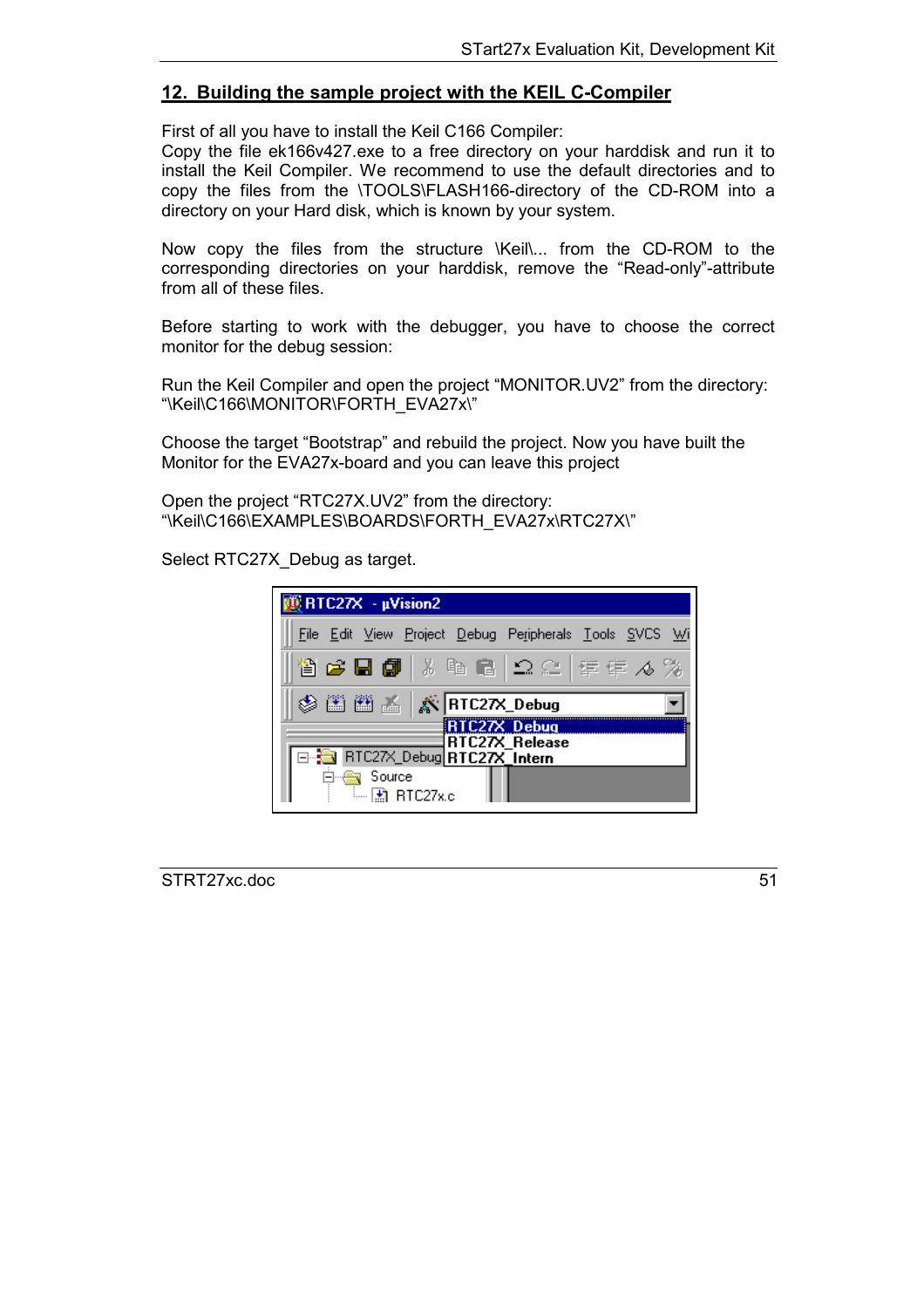## 12. Building the sample project with the KEIL C-Compiler

First of all you have to install the Keil C166 Compiler:
Copy the file ek166v427.exe to a free directory on your harddisk and run it to install the Keil Compiler. We recommend to use the default directories and to copy the files from the \TOOLS\FLASH166-directory of the CD-ROM into a directory on your Hard disk, which is known by your system.

Now copy the files from the structure \Keil\... from the CD-ROM to the corresponding directories on your harddisk, remove the "Read-only"-attribute from all of these files.

Before starting to work with the debugger, you have to choose the correct monitor for the debug session:

Run the Keil Compiler and open the project "MONITOR.UV2" from the directory: "\Keil\C166\MONITOR\FORTH_EVA27x\"

Choose the target "Bootstrap" and rebuild the project. Now you have built the Monitor for the EVA27x-board and you can leave this project

Open the project "RTC27X.UV2" from the directory: "\Keil\C166\EXAMPLES\BOARDS\FORTH_EVA27x\RTC27X\"

Select RTC27X_Debug as target.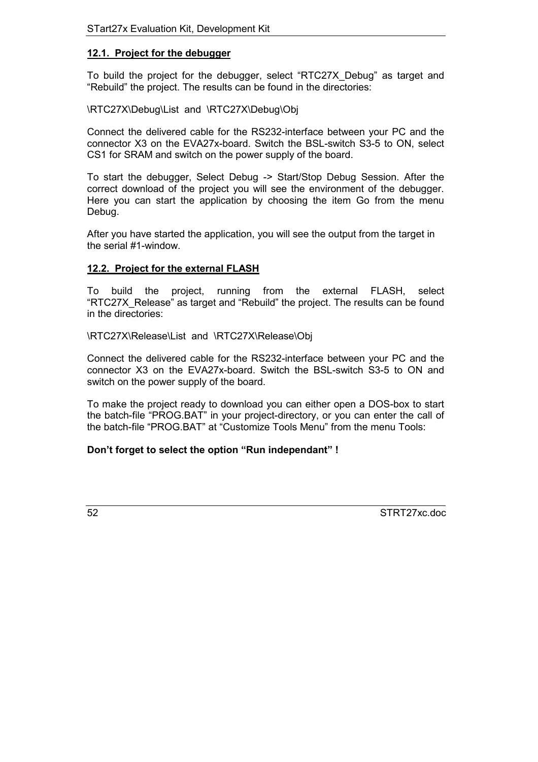### 12.1. Project for the debugger

To build the project for the debugger, select “RTC27X_Debug” as target and “Rebuild” the project. The results can be found in the directories:

\RTC27X\Debug\List and \RTC27X\Debug\Obj

Connect the delivered cable for the RS232-interface between your PC and the connector X3 on the EVA27x-board. Switch the BSL-switch S3-5 to ON, select CS1 for SRAM and switch on the power supply of the board.

To start the debugger, Select Debug -> Start/Stop Debug Session. After the correct download of the project you will see the environment of the debugger. Here you can start the application by choosing the item Go from the menu Debug.

After you have started the application, you will see the output from the target in the serial #1-window.

### 12.2. Project for the external FLASH

To build the project, running from the external FLASH, select “RTC27X_Release” as target and “Rebuild” the project. The results can be found in the directories:

\RTC27X\Release\List and \RTC27X\Release\Obj

Connect the delivered cable for the RS232-interface between your PC and the connector X3 on the EVA27x-board. Switch the BSL-switch S3-5 to ON and switch on the power supply of the board.

To make the project ready to download you can either open a DOS-box to start the batch-file “PROG.BAT” in your project-directory, or you can enter the call of the batch-file “PROG.BAT” at “Customize Tools Menu” from the menu Tools:

**Don’t forget to select the option “Run independant” !**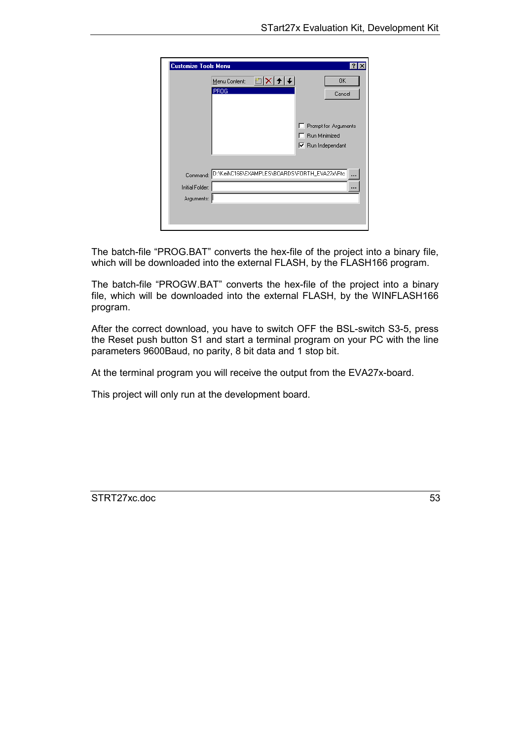The batch-file "PROG.BAT" converts the hex-file of the project into a binary file, which will be downloaded into the external FLASH, by the FLASH166 program.

The batch-file "PROGW.BAT" converts the hex-file of the project into a binary file, which will be downloaded into the external FLASH, by the WINFLASH166 program.

After the correct download, you have to switch OFF the BSL-switch S3-5, press the Reset push button S1 and start a terminal program on your PC with the line parameters 9600Baud, no parity, 8 bit data and 1 stop bit.

At the terminal program you will receive the output from the EVA27x-board.

This project will only run at the development board.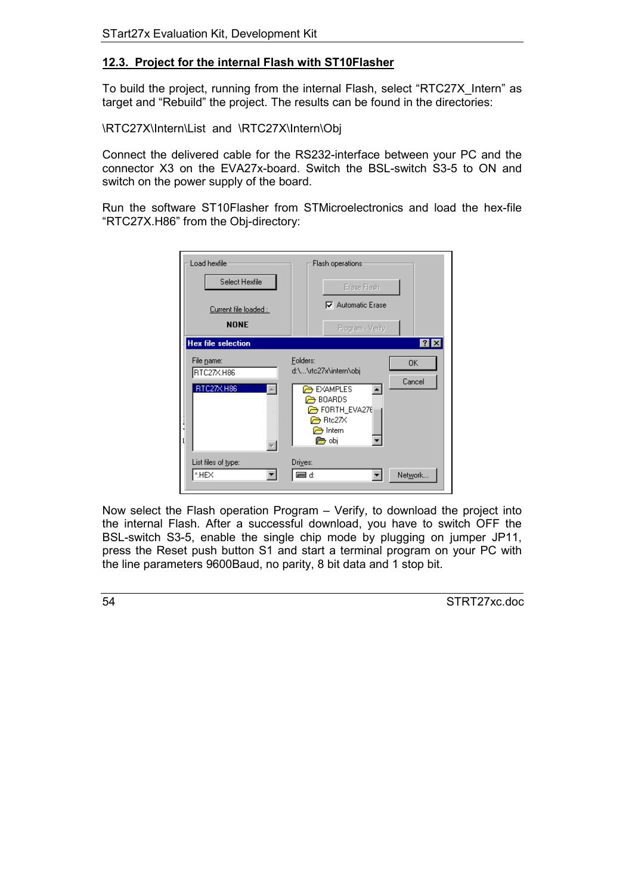## 12.3. Project for the internal Flash with ST10Flasher

To build the project, running from the internal Flash, select “RTC27X_Intern” as target and “Rebuild” the project. The results can be found in the directories:

\RTC27X\Intern\List and \RTC27X\Intern\Obj

Connect the delivered cable for the RS232-interface between your PC and the connector X3 on the EVA27x-board. Switch the BSL-switch S3-5 to ON and switch on the power supply of the board.

Run the software ST10Flasher from STMicroelectronics and load the hex-file “RTC27X.H86” from the Obj-directory:

Now select the Flash operation Program – Verify, to download the project into the internal Flash. After a successful download, you have to switch OFF the BSL-switch S3-5, enable the single chip mode by plugging on jumper JP11, press the Reset push button S1 and start a terminal program on your PC with the line parameters 9600Baud, no parity, 8 bit data and 1 stop bit.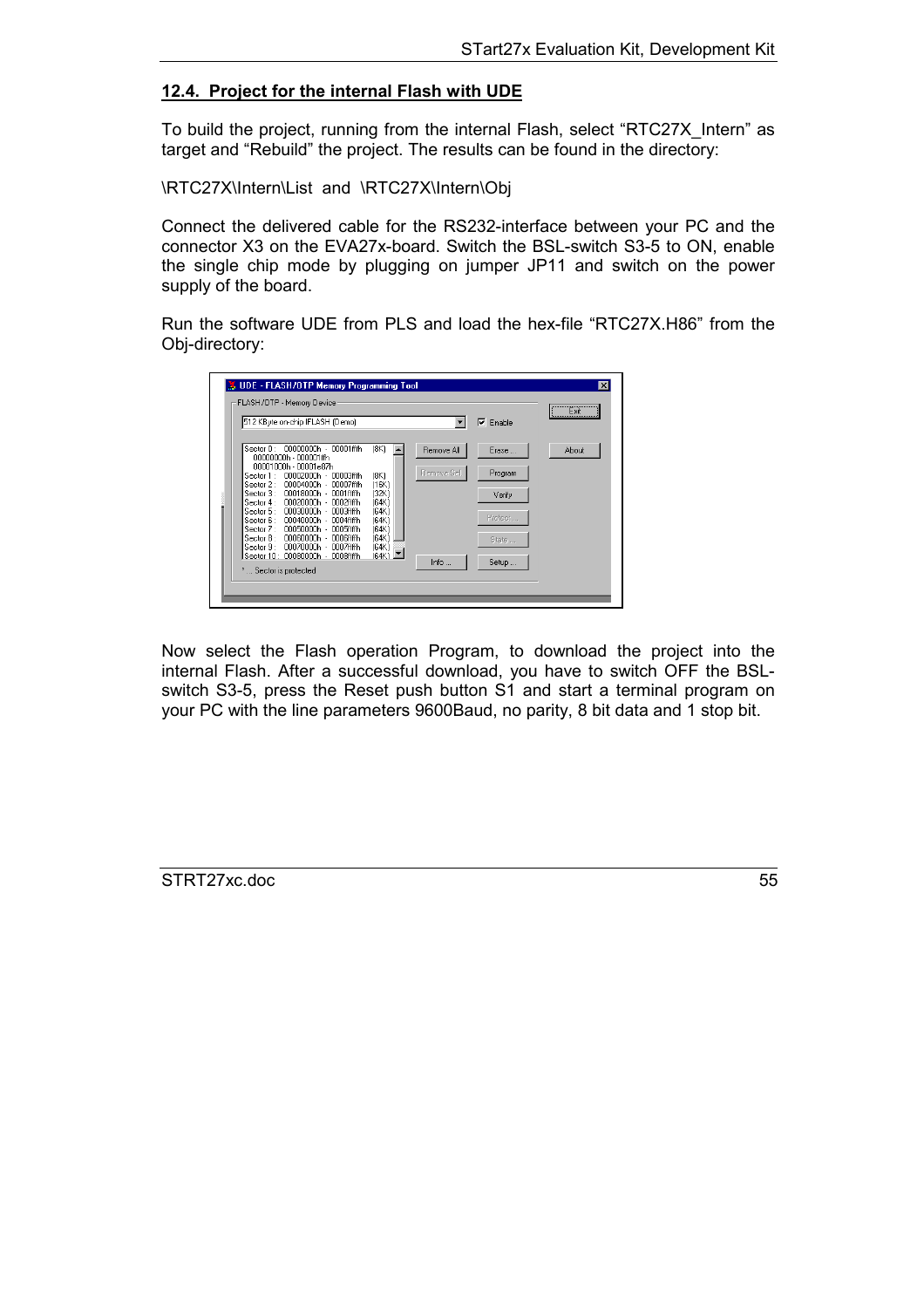## 12.4. Project for the internal Flash with UDE

To build the project, running from the internal Flash, select “RTC27X_Intern” as target and “Rebuild” the project. The results can be found in the directory:

\RTC27X\Intern\List and \RTC27X\Intern\Obj

Connect the delivered cable for the RS232-interface between your PC and the connector X3 on the EVA27x-board. Switch the BSL-switch S3-5 to ON, enable the single chip mode by plugging on jumper JP11 and switch on the power supply of the board.

Run the software UDE from PLS and load the hex-file “RTC27X.H86” from the Obj-directory:

Now select the Flash operation Program, to download the project into the internal Flash. After a successful download, you have to switch OFF the BSL-switch S3-5, press the Reset push button S1 and start a terminal program on your PC with the line parameters 9600Baud, no parity, 8 bit data and 1 stop bit.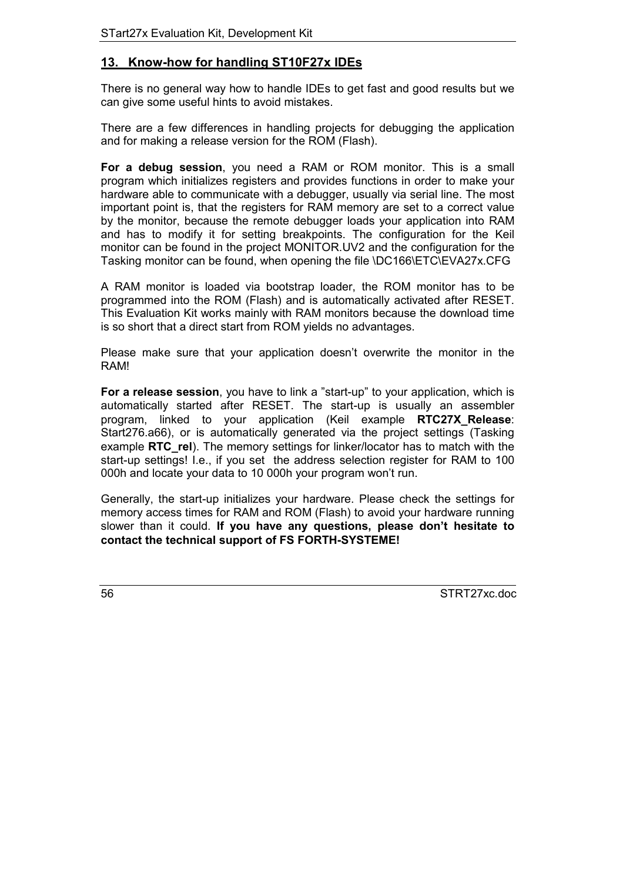## 13. Know-how for handling ST10F27x IDEs

There is no general way how to handle IDEs to get fast and good results but we can give some useful hints to avoid mistakes.

There are a few differences in handling projects for debugging the application and for making a release version for the ROM (Flash).

**For a debug session**, you need a RAM or ROM monitor. This is a small program which initializes registers and provides functions in order to make your hardware able to communicate with a debugger, usually via serial line. The most important point is, that the registers for RAM memory are set to a correct value by the monitor, because the remote debugger loads your application into RAM and has to modify it for setting breakpoints. The configuration for the Keil monitor can be found in the project MONITOR.UV2 and the configuration for the Tasking monitor can be found, when opening the file \DC166\ETC\EVA27x.CFG

A RAM monitor is loaded via bootstrap loader, the ROM monitor has to be programmed into the ROM (Flash) and is automatically activated after RESET. This Evaluation Kit works mainly with RAM monitors because the download time is so short that a direct start from ROM yields no advantages.

Please make sure that your application doesn't overwrite the monitor in the RAM!

**For a release session**, you have to link a "start-up" to your application, which is automatically started after RESET. The start-up is usually an assembler program, linked to your application (Keil example **RTC27X_Release**: Start276.a66), or is automatically generated via the project settings (Tasking example **RTC_rel**). The memory settings for linker/locator has to match with the start-up settings! I.e., if you set the address selection register for RAM to 100 000h and locate your data to 10 000h your program won't run.

Generally, the start-up initializes your hardware. Please check the settings for memory access times for RAM and ROM (Flash) to avoid your hardware running slower than it could. **If you have any questions, please don't hesitate to contact the technical support of FS FORTH-SYSTEME!**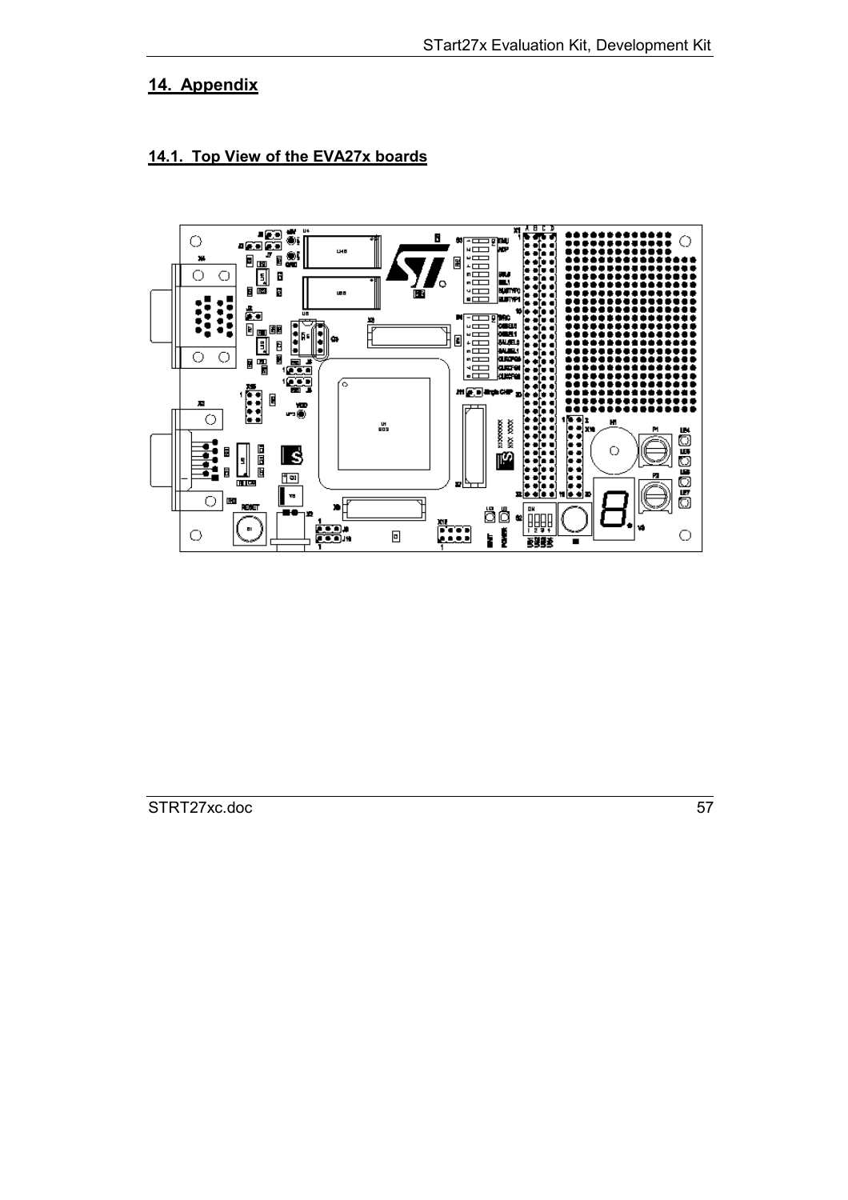## 14. Appendix

### 14.1. Top View of the EVA27x boards